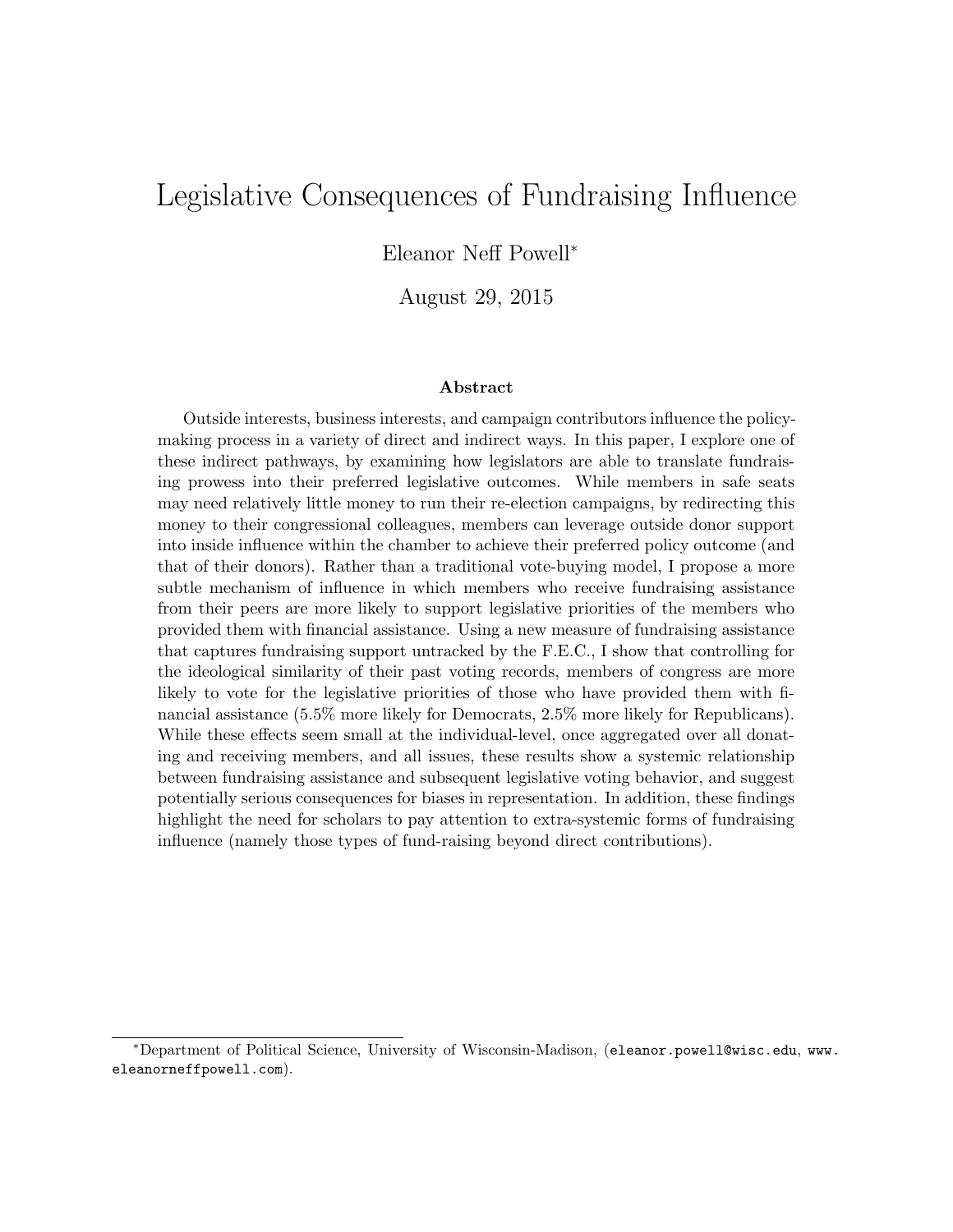# Legislative Consequences of Fundraising Influence

Eleanor Neff Powell[*]

August 29, 2015

### Abstract

Outside interests, business interests, and campaign contributors influence the policy-making process in a variety of direct and indirect ways. In this paper, I explore one of these indirect pathways, by examining how legislators are able to translate fundraising prowess into their preferred legislative outcomes. While members in safe seats may need relatively little money to run their re-election campaigns, by redirecting this money to their congressional colleagues, members can leverage outside donor support into inside influence within the chamber to achieve their preferred policy outcome (and that of their donors). Rather than a traditional vote-buying model, I propose a more subtle mechanism of influence in which members who receive fundraising assistance from their peers are more likely to support legislative priorities of the members who provided them with financial assistance. Using a new measure of fundraising assistance that captures fundraising support untracked by the F.E.C., I show that controlling for the ideological similarity of their past voting records, members of congress are more likely to vote for the legislative priorities of those who have provided them with financial assistance (5.5% more likely for Democrats, 2.5% more likely for Republicans). While these effects seem small at the individual-level, once aggregated over all donating and receiving members, and all issues, these results show a systemic relationship between fundraising assistance and subsequent legislative voting behavior, and suggest potentially serious consequences for biases in representation. In addition, these findings highlight the need for scholars to pay attention to extra-systemic forms of fundraising influence (namely those types of fund-raising beyond direct contributions).

[*] Department of Political Science, University of Wisconsin-Madison, (eleanor.powell@wisc.edu, www.eleanorneffpowell.com).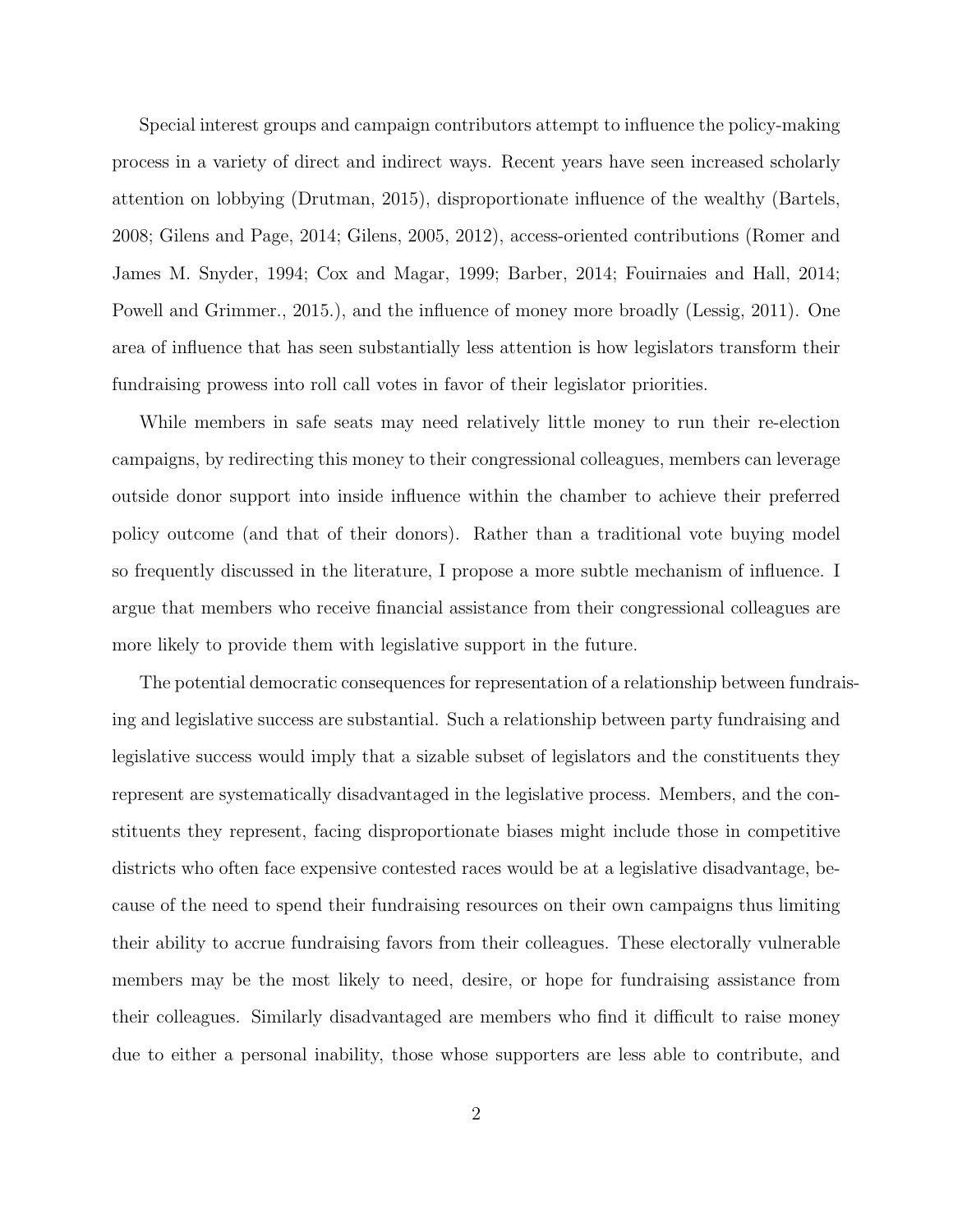Special interest groups and campaign contributors attempt to influence the policy-making process in a variety of direct and indirect ways. Recent years have seen increased scholarly attention on lobbying (Drutman, 2015), disproportionate influence of the wealthy (Bartels, 2008; Gilens and Page, 2014; Gilens, 2005, 2012), access-oriented contributions (Romer and James M. Snyder, 1994; Cox and Magar, 1999; Barber, 2014; Fouirnaies and Hall, 2014; Powell and Grimmer., 2015.), and the influence of money more broadly (Lessig, 2011). One area of influence that has seen substantially less attention is how legislators transform their fundraising prowess into roll call votes in favor of their legislator priorities.

While members in safe seats may need relatively little money to run their re-election campaigns, by redirecting this money to their congressional colleagues, members can leverage outside donor support into inside influence within the chamber to achieve their preferred policy outcome (and that of their donors). Rather than a traditional vote buying model so frequently discussed in the literature, I propose a more subtle mechanism of influence. I argue that members who receive financial assistance from their congressional colleagues are more likely to provide them with legislative support in the future.

The potential democratic consequences for representation of a relationship between fundraising and legislative success are substantial. Such a relationship between party fundraising and legislative success would imply that a sizable subset of legislators and the constituents they represent are systematically disadvantaged in the legislative process. Members, and the constituents they represent, facing disproportionate biases might include those in competitive districts who often face expensive contested races would be at a legislative disadvantage, because of the need to spend their fundraising resources on their own campaigns thus limiting their ability to accrue fundraising favors from their colleagues. These electorally vulnerable members may be the most likely to need, desire, or hope for fundraising assistance from their colleagues. Similarly disadvantaged are members who find it difficult to raise money due to either a personal inability, those whose supporters are less able to contribute, and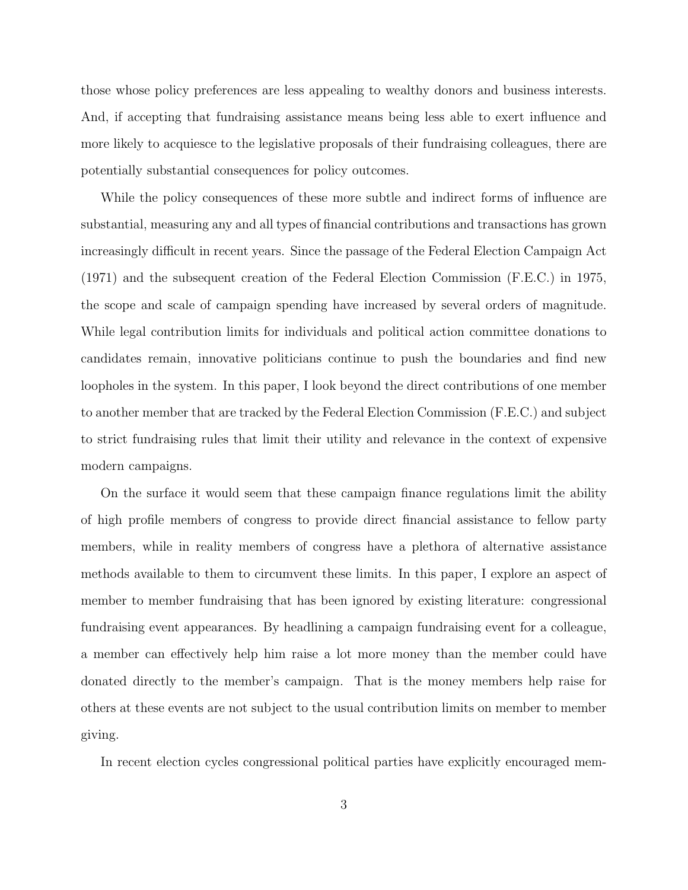those whose policy preferences are less appealing to wealthy donors and business interests. And, if accepting that fundraising assistance means being less able to exert influence and more likely to acquiesce to the legislative proposals of their fundraising colleagues, there are potentially substantial consequences for policy outcomes.

While the policy consequences of these more subtle and indirect forms of influence are substantial, measuring any and all types of financial contributions and transactions has grown increasingly difficult in recent years. Since the passage of the Federal Election Campaign Act (1971) and the subsequent creation of the Federal Election Commission (F.E.C.) in 1975, the scope and scale of campaign spending have increased by several orders of magnitude. While legal contribution limits for individuals and political action committee donations to candidates remain, innovative politicians continue to push the boundaries and find new loopholes in the system. In this paper, I look beyond the direct contributions of one member to another member that are tracked by the Federal Election Commission (F.E.C.) and subject to strict fundraising rules that limit their utility and relevance in the context of expensive modern campaigns.

On the surface it would seem that these campaign finance regulations limit the ability of high profile members of congress to provide direct financial assistance to fellow party members, while in reality members of congress have a plethora of alternative assistance methods available to them to circumvent these limits. In this paper, I explore an aspect of member to member fundraising that has been ignored by existing literature: congressional fundraising event appearances. By headlining a campaign fundraising event for a colleague, a member can effectively help him raise a lot more money than the member could have donated directly to the member's campaign. That is the money members help raise for others at these events are not subject to the usual contribution limits on member to member giving.

In recent election cycles congressional political parties have explicitly encouraged mem-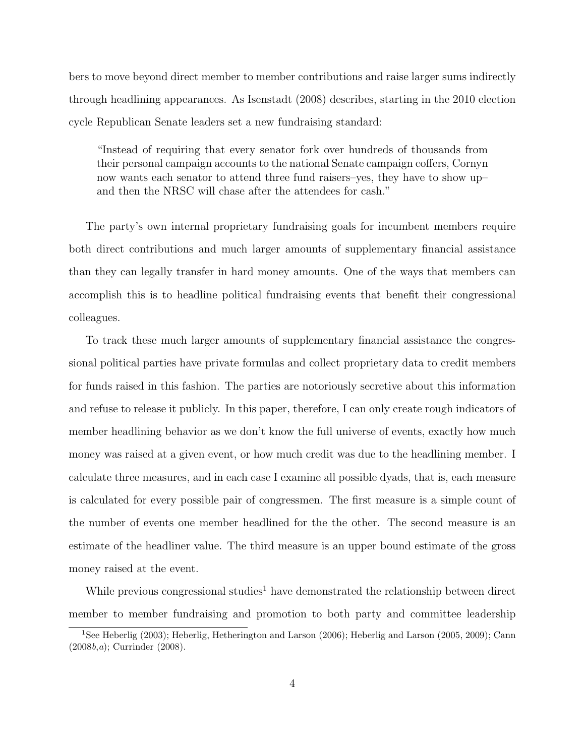bers to move beyond direct member to member contributions and raise larger sums indirectly through headlining appearances. As Isenstadt (2008) describes, starting in the 2010 election cycle Republican Senate leaders set a new fundraising standard:

> "Instead of requiring that every senator fork over hundreds of thousands from their personal campaign accounts to the national Senate campaign coffers, Cornyn now wants each senator to attend three fund raisers–yes, they have to show up– and then the NRSC will chase after the attendees for cash."

The party's own internal proprietary fundraising goals for incumbent members require both direct contributions and much larger amounts of supplementary financial assistance than they can legally transfer in hard money amounts. One of the ways that members can accomplish this is to headline political fundraising events that benefit their congressional colleagues.

To track these much larger amounts of supplementary financial assistance the congressional political parties have private formulas and collect proprietary data to credit members for funds raised in this fashion. The parties are notoriously secretive about this information and refuse to release it publicly. In this paper, therefore, I can only create rough indicators of member headlining behavior as we don't know the full universe of events, exactly how much money was raised at a given event, or how much credit was due to the headlining member. I calculate three measures, and in each case I examine all possible dyads, that is, each measure is calculated for every possible pair of congressmen. The first measure is a simple count of the number of events one member headlined for the the other. The second measure is an estimate of the headliner value. The third measure is an upper bound estimate of the gross money raised at the event.

While previous congressional studies[1] have demonstrated the relationship between direct member to member fundraising and promotion to both party and committee leadership

[1] See Heberlig (2003); Heberlig, Hetherington and Larson (2006); Heberlig and Larson (2005, 2009); Cann (2008*b*,*a*); Currinder (2008).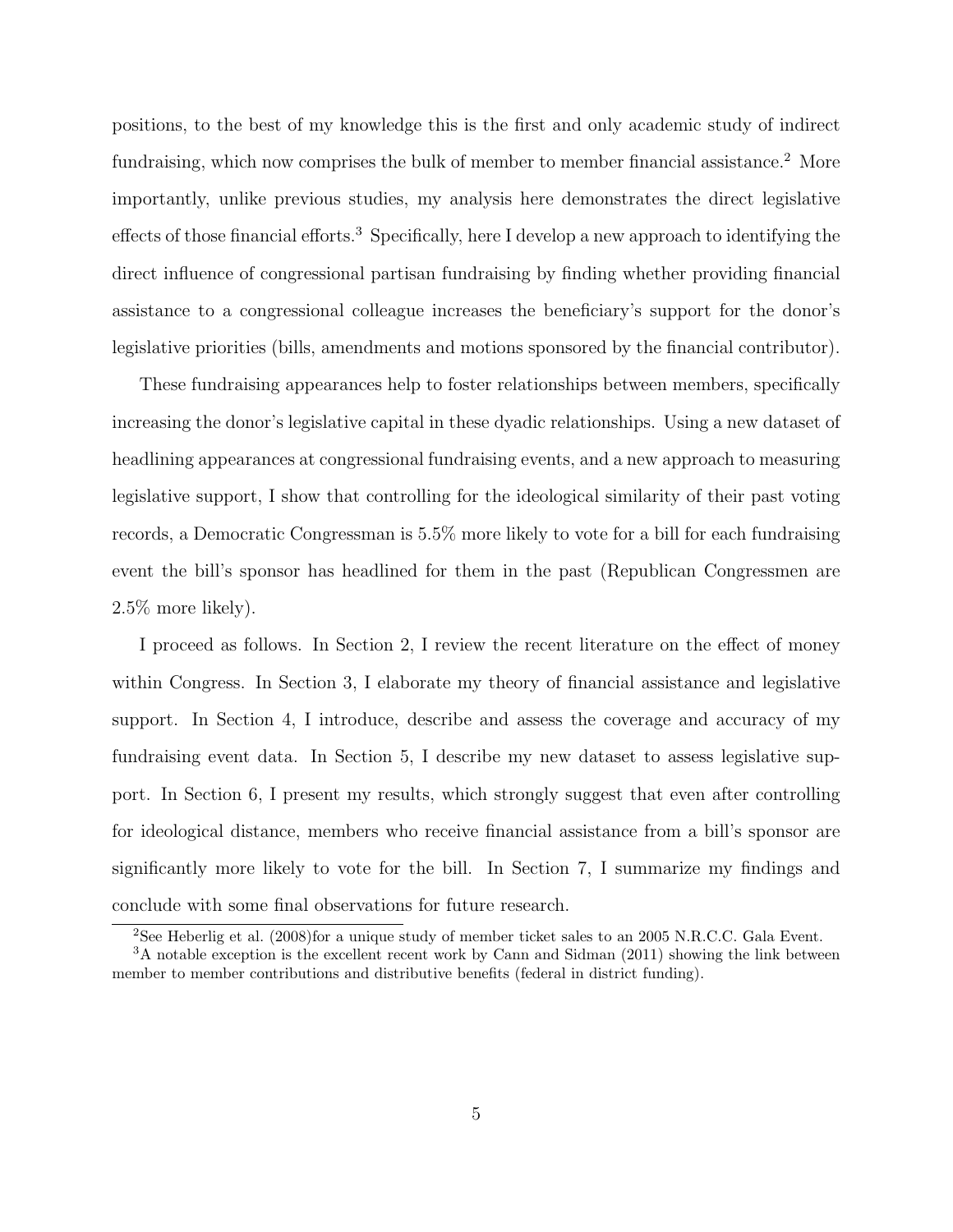positions, to the best of my knowledge this is the first and only academic study of indirect fundraising, which now comprises the bulk of member to member financial assistance.[2] More importantly, unlike previous studies, my analysis here demonstrates the direct legislative effects of those financial efforts.[3] Specifically, here I develop a new approach to identifying the direct influence of congressional partisan fundraising by finding whether providing financial assistance to a congressional colleague increases the beneficiary's support for the donor's legislative priorities (bills, amendments and motions sponsored by the financial contributor).

These fundraising appearances help to foster relationships between members, specifically increasing the donor's legislative capital in these dyadic relationships. Using a new dataset of headlining appearances at congressional fundraising events, and a new approach to measuring legislative support, I show that controlling for the ideological similarity of their past voting records, a Democratic Congressman is 5.5% more likely to vote for a bill for each fundraising event the bill's sponsor has headlined for them in the past (Republican Congressmen are 2.5% more likely).

I proceed as follows. In Section 2, I review the recent literature on the effect of money within Congress. In Section 3, I elaborate my theory of financial assistance and legislative support. In Section 4, I introduce, describe and assess the coverage and accuracy of my fundraising event data. In Section 5, I describe my new dataset to assess legislative support. In Section 6, I present my results, which strongly suggest that even after controlling for ideological distance, members who receive financial assistance from a bill's sponsor are significantly more likely to vote for the bill. In Section 7, I summarize my findings and conclude with some final observations for future research.

[2]See Heberlig et al. (2008)for a unique study of member ticket sales to an 2005 N.R.C.C. Gala Event.

[3]A notable exception is the excellent recent work by Cann and Sidman (2011) showing the link between member to member contributions and distributive benefits (federal in district funding).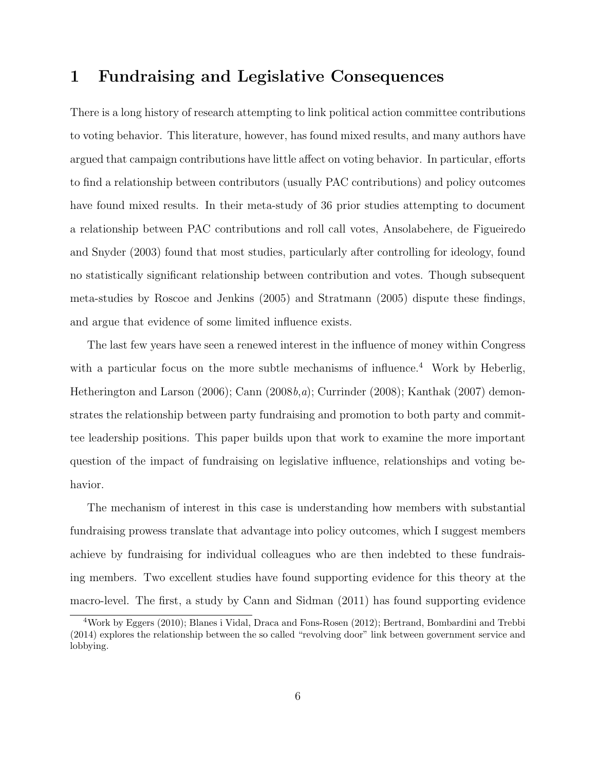# 1 Fundraising and Legislative Consequences

There is a long history of research attempting to link political action committee contributions to voting behavior. This literature, however, has found mixed results, and many authors have argued that campaign contributions have little affect on voting behavior. In particular, efforts to find a relationship between contributors (usually PAC contributions) and policy outcomes have found mixed results. In their meta-study of 36 prior studies attempting to document a relationship between PAC contributions and roll call votes, Ansolabehere, de Figueiredo and Snyder (2003) found that most studies, particularly after controlling for ideology, found no statistically significant relationship between contribution and votes. Though subsequent meta-studies by Roscoe and Jenkins (2005) and Stratmann (2005) dispute these findings, and argue that evidence of some limited influence exists.

The last few years have seen a renewed interest in the influence of money within Congress with a particular focus on the more subtle mechanisms of influence.[4] Work by Heberlig, Hetherington and Larson (2006); Cann (2008*b*,*a*); Currinder (2008); Kanthak (2007) demonstrates the relationship between party fundraising and promotion to both party and committee leadership positions. This paper builds upon that work to examine the more important question of the impact of fundraising on legislative influence, relationships and voting behavior.

The mechanism of interest in this case is understanding how members with substantial fundraising prowess translate that advantage into policy outcomes, which I suggest members achieve by fundraising for individual colleagues who are then indebted to these fundraising members. Two excellent studies have found supporting evidence for this theory at the macro-level. The first, a study by Cann and Sidman (2011) has found supporting evidence

[4] Work by Eggers (2010); Blanes i Vidal, Draca and Fons-Rosen (2012); Bertrand, Bombardini and Trebbi (2014) explores the relationship between the so called "revolving door" link between government service and lobbying.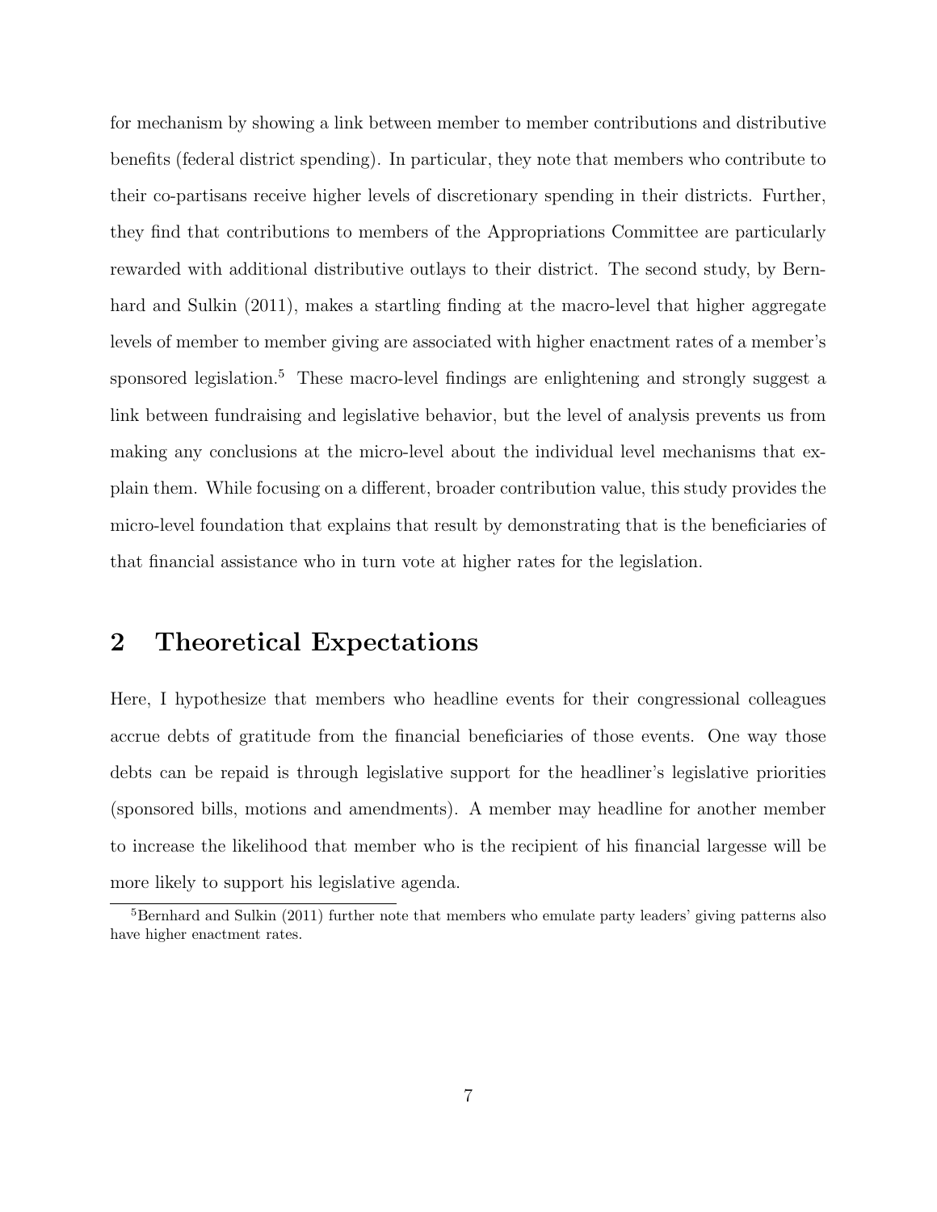for mechanism by showing a link between member to member contributions and distributive benefits (federal district spending). In particular, they note that members who contribute to their co-partisans receive higher levels of discretionary spending in their districts. Further, they find that contributions to members of the Appropriations Committee are particularly rewarded with additional distributive outlays to their district. The second study, by Bernhard and Sulkin (2011), makes a startling finding at the macro-level that higher aggregate levels of member to member giving are associated with higher enactment rates of a member's sponsored legislation.[5] These macro-level findings are enlightening and strongly suggest a link between fundraising and legislative behavior, but the level of analysis prevents us from making any conclusions at the micro-level about the individual level mechanisms that explain them. While focusing on a different, broader contribution value, this study provides the micro-level foundation that explains that result by demonstrating that is the beneficiaries of that financial assistance who in turn vote at higher rates for the legislation.

## 2 Theoretical Expectations

Here, I hypothesize that members who headline events for their congressional colleagues accrue debts of gratitude from the financial beneficiaries of those events. One way those debts can be repaid is through legislative support for the headliner's legislative priorities (sponsored bills, motions and amendments). A member may headline for another member to increase the likelihood that member who is the recipient of his financial largesse will be more likely to support his legislative agenda.

[5] Bernhard and Sulkin (2011) further note that members who emulate party leaders' giving patterns also have higher enactment rates.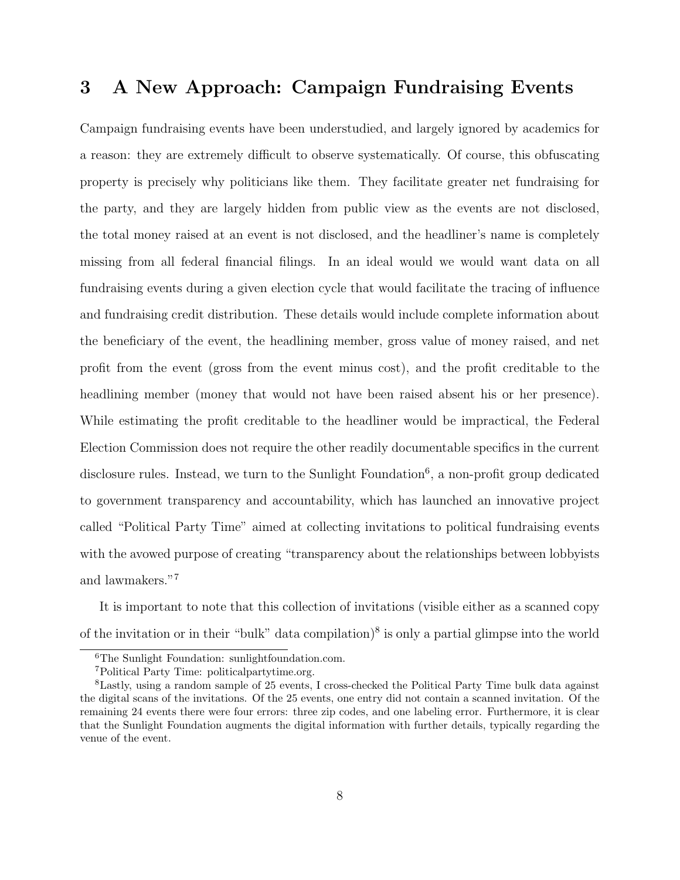## 3 A New Approach: Campaign Fundraising Events

Campaign fundraising events have been understudied, and largely ignored by academics for a reason: they are extremely difficult to observe systematically. Of course, this obfuscating property is precisely why politicians like them. They facilitate greater net fundraising for the party, and they are largely hidden from public view as the events are not disclosed, the total money raised at an event is not disclosed, and the headliner's name is completely missing from all federal financial filings. In an ideal would we would want data on all fundraising events during a given election cycle that would facilitate the tracing of influence and fundraising credit distribution. These details would include complete information about the beneficiary of the event, the headlining member, gross value of money raised, and net profit from the event (gross from the event minus cost), and the profit creditable to the headlining member (money that would not have been raised absent his or her presence). While estimating the profit creditable to the headliner would be impractical, the Federal Election Commission does not require the other readily documentable specifics in the current disclosure rules. Instead, we turn to the Sunlight Foundation[6], a non-profit group dedicated to government transparency and accountability, which has launched an innovative project called "Political Party Time" aimed at collecting invitations to political fundraising events with the avowed purpose of creating "transparency about the relationships between lobbyists and lawmakers."[7]

It is important to note that this collection of invitations (visible either as a scanned copy of the invitation or in their "bulk" data compilation)[8] is only a partial glimpse into the world

[6] The Sunlight Foundation: sunlightfoundation.com.

[7] Political Party Time: politicalpartytime.org.

[8] Lastly, using a random sample of 25 events, I cross-checked the Political Party Time bulk data against the digital scans of the invitations. Of the 25 events, one entry did not contain a scanned invitation. Of the remaining 24 events there were four errors: three zip codes, and one labeling error. Furthermore, it is clear that the Sunlight Foundation augments the digital information with further details, typically regarding the venue of the event.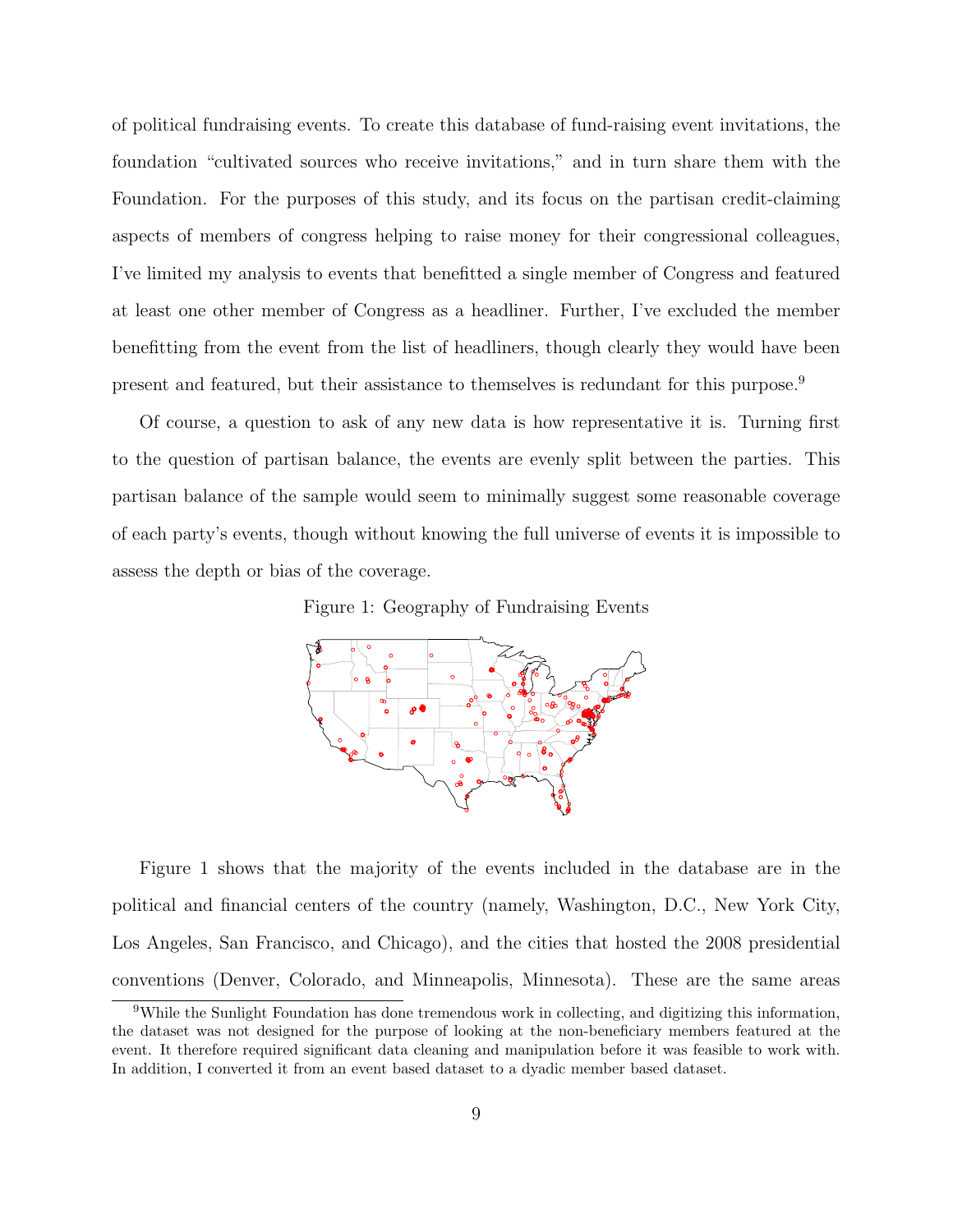of political fundraising events. To create this database of fund-raising event invitations, the foundation "cultivated sources who receive invitations," and in turn share them with the Foundation. For the purposes of this study, and its focus on the partisan credit-claiming aspects of members of congress helping to raise money for their congressional colleagues, I've limited my analysis to events that benefitted a single member of Congress and featured at least one other member of Congress as a headliner. Further, I've excluded the member benefitting from the event from the list of headliners, though clearly they would have been present and featured, but their assistance to themselves is redundant for this purpose.[9]

Of course, a question to ask of any new data is how representative it is. Turning first to the question of partisan balance, the events are evenly split between the parties. This partisan balance of the sample would seem to minimally suggest some reasonable coverage of each party's events, though without knowing the full universe of events it is impossible to assess the depth or bias of the coverage.

Figure 1: Geography of Fundraising Events

Figure 1 shows that the majority of the events included in the database are in the political and financial centers of the country (namely, Washington, D.C., New York City, Los Angeles, San Francisco, and Chicago), and the cities that hosted the 2008 presidential conventions (Denver, Colorado, and Minneapolis, Minnesota). These are the same areas

[9] While the Sunlight Foundation has done tremendous work in collecting, and digitizing this information, the dataset was not designed for the purpose of looking at the non-beneficiary members featured at the event. It therefore required significant data cleaning and manipulation before it was feasible to work with. In addition, I converted it from an event based dataset to a dyadic member based dataset.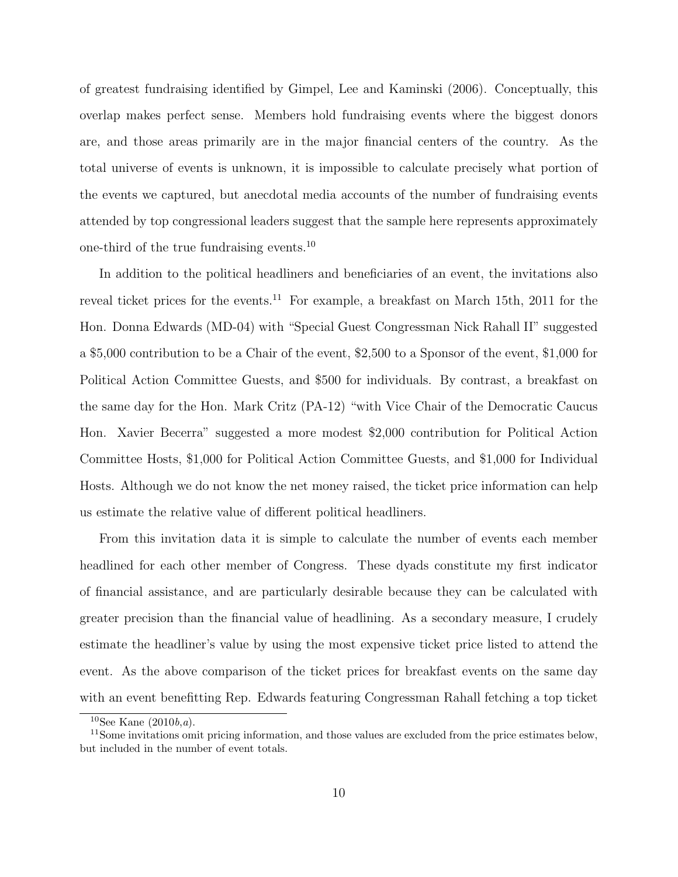of greatest fundraising identified by Gimpel, Lee and Kaminski (2006). Conceptually, this overlap makes perfect sense. Members hold fundraising events where the biggest donors are, and those areas primarily are in the major financial centers of the country. As the total universe of events is unknown, it is impossible to calculate precisely what portion of the events we captured, but anecdotal media accounts of the number of fundraising events attended by top congressional leaders suggest that the sample here represents approximately one-third of the true fundraising events.[10]

In addition to the political headliners and beneficiaries of an event, the invitations also reveal ticket prices for the events.[11] For example, a breakfast on March 15th, 2011 for the Hon. Donna Edwards (MD-04) with "Special Guest Congressman Nick Rahall II" suggested a $5,000 contribution to be a Chair of the event, $2,500 to a Sponsor of the event, $1,000 for Political Action Committee Guests, and $500 for individuals. By contrast, a breakfast on the same day for the Hon. Mark Critz (PA-12) "with Vice Chair of the Democratic Caucus Hon. Xavier Becerra" suggested a more modest $2,000 contribution for Political Action Committee Hosts, $1,000 for Political Action Committee Guests, and $1,000 for Individual Hosts. Although we do not know the net money raised, the ticket price information can help us estimate the relative value of different political headliners.

From this invitation data it is simple to calculate the number of events each member headlined for each other member of Congress. These dyads constitute my first indicator of financial assistance, and are particularly desirable because they can be calculated with greater precision than the financial value of headlining. As a secondary measure, I crudely estimate the headliner's value by using the most expensive ticket price listed to attend the event. As the above comparison of the ticket prices for breakfast events on the same day with an event benefitting Rep. Edwards featuring Congressman Rahall fetching a top ticket

[10] See Kane (2010*b*,*a*).

[11] Some invitations omit pricing information, and those values are excluded from the price estimates below, but included in the number of event totals.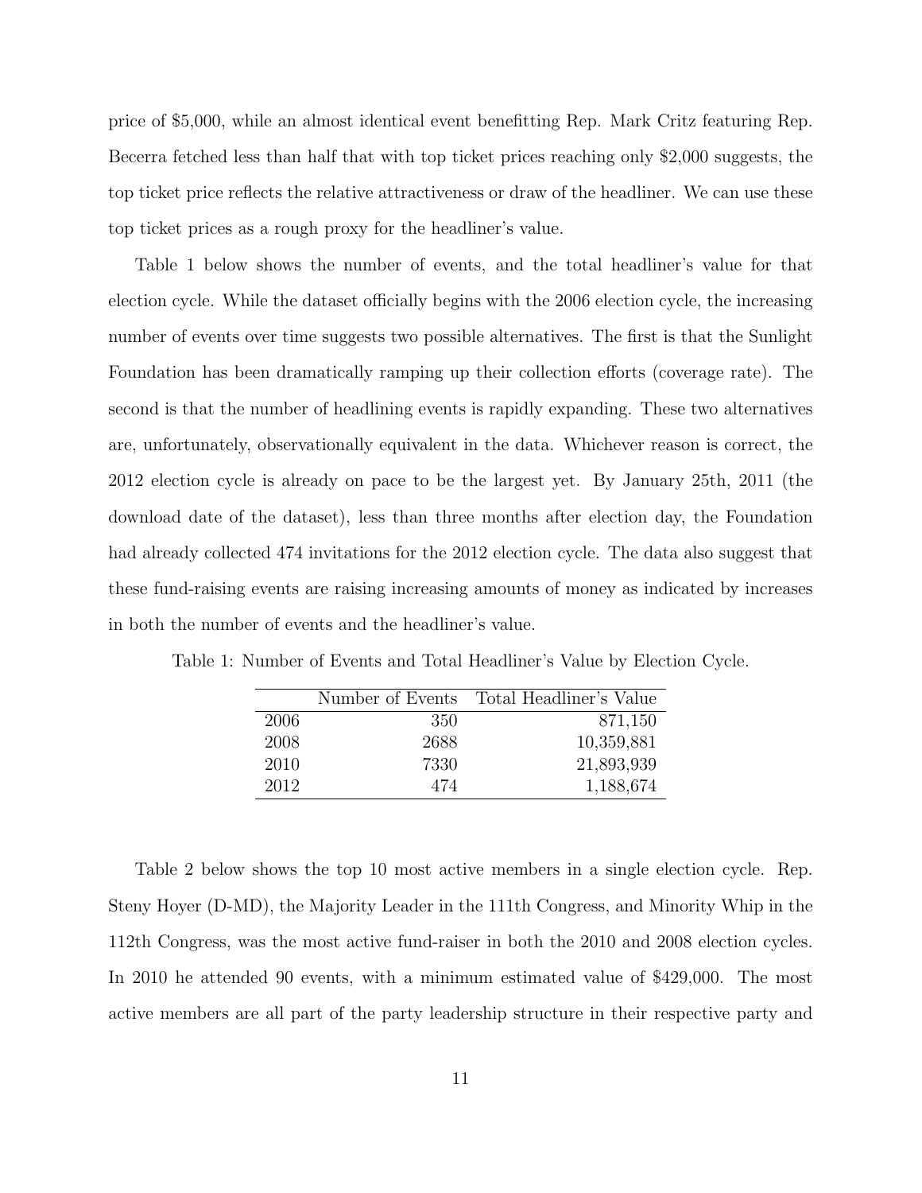price of $5,000, while an almost identical event benefitting Rep. Mark Critz featuring Rep. Becerra fetched less than half that with top ticket prices reaching only $2,000 suggests, the top ticket price reflects the relative attractiveness or draw of the headliner. We can use these top ticket prices as a rough proxy for the headliner's value.

Table 1 below shows the number of events, and the total headliner's value for that election cycle. While the dataset officially begins with the 2006 election cycle, the increasing number of events over time suggests two possible alternatives. The first is that the Sunlight Foundation has been dramatically ramping up their collection efforts (coverage rate). The second is that the number of headlining events is rapidly expanding. These two alternatives are, unfortunately, observationally equivalent in the data. Whichever reason is correct, the 2012 election cycle is already on pace to be the largest yet. By January 25th, 2011 (the download date of the dataset), less than three months after election day, the Foundation had already collected 474 invitations for the 2012 election cycle. The data also suggest that these fund-raising events are raising increasing amounts of money as indicated by increases in both the number of events and the headliner's value.

Table 1: Number of Events and Total Headliner's Value by Election Cycle.

| | Number of Events | Total Headliner's Value |
|---|---|---|
| 2006 | 350 | 871,150 |
| 2008 | 2688 | 10,359,881 |
| 2010 | 7330 | 21,893,939 |
| 2012 | 474 | 1,188,674 |

Table 2 below shows the top 10 most active members in a single election cycle. Rep. Steny Hoyer (D-MD), the Majority Leader in the 111th Congress, and Minority Whip in the 112th Congress, was the most active fund-raiser in both the 2010 and 2008 election cycles. In 2010 he attended 90 events, with a minimum estimated value of $429,000. The most active members are all part of the party leadership structure in their respective party and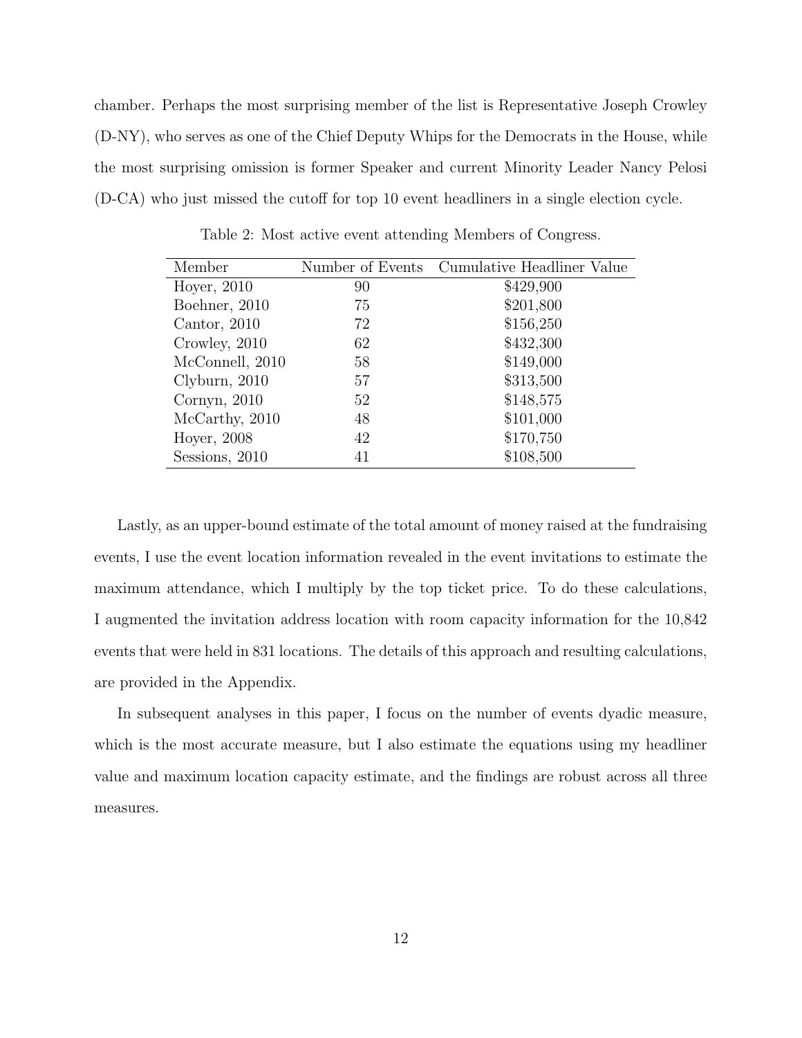chamber. Perhaps the most surprising member of the list is Representative Joseph Crowley (D-NY), who serves as one of the Chief Deputy Whips for the Democrats in the House, while the most surprising omission is former Speaker and current Minority Leader Nancy Pelosi (D-CA) who just missed the cutoff for top 10 event headliners in a single election cycle.

Table 2: Most active event attending Members of Congress.

| Member | Number of Events | Cumulative Headliner Value |
|---|---|---|
| Hoyer, 2010 | 90 | $429,900 |
| Boehner, 2010 | 75 | $201,800 |
| Cantor, 2010 | 72 | $156,250 |
| Crowley, 2010 | 62 | $432,300 |
| McConnell, 2010 | 58 | $149,000 |
| Clyburn, 2010 | 57 | $313,500 |
| Cornyn, 2010 | 52 | $148,575 |
| McCarthy, 2010 | 48 | $101,000 |
| Hoyer, 2008 | 42 | $170,750 |
| Sessions, 2010 | 41 | $108,500 |

Lastly, as an upper-bound estimate of the total amount of money raised at the fundraising events, I use the event location information revealed in the event invitations to estimate the maximum attendance, which I multiply by the top ticket price. To do these calculations, I augmented the invitation address location with room capacity information for the 10,842 events that were held in 831 locations. The details of this approach and resulting calculations, are provided in the Appendix.

In subsequent analyses in this paper, I focus on the number of events dyadic measure, which is the most accurate measure, but I also estimate the equations using my headliner value and maximum location capacity estimate, and the findings are robust across all three measures.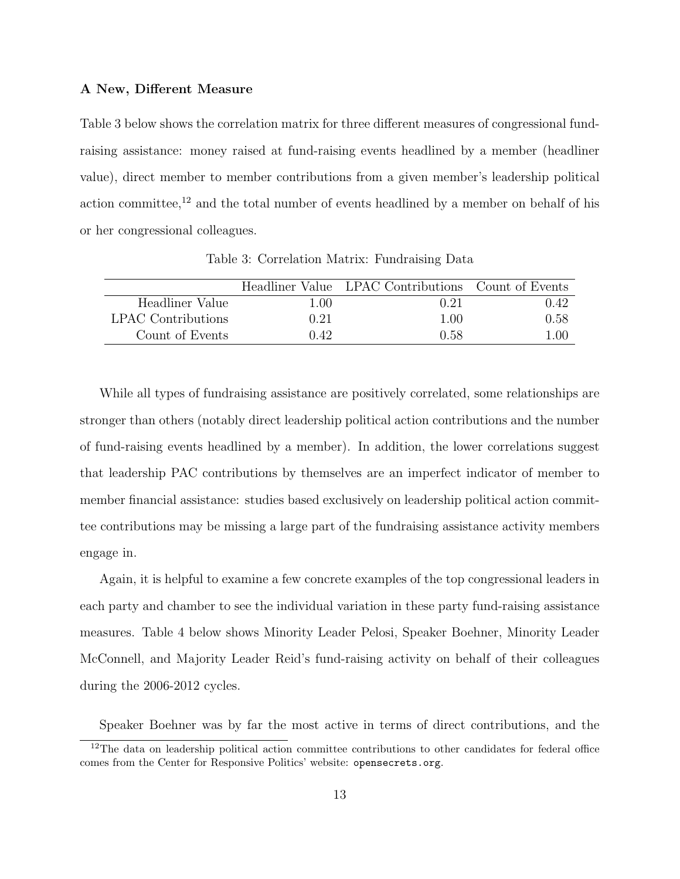**A New, Different Measure**

Table 3 below shows the correlation matrix for three different measures of congressional fund-raising assistance: money raised at fund-raising events headlined by a member (headliner value), direct member to member contributions from a given member's leadership political action committee,[12] and the total number of events headlined by a member on behalf of his or her congressional colleagues.

Table 3: Correlation Matrix: Fundraising Data

| | Headliner Value | LPAC Contributions | Count of Events |
|---|---|---|---|
| Headliner Value | 1.00 | 0.21 | 0.42 |
| LPAC Contributions | 0.21 | 1.00 | 0.58 |
| Count of Events | 0.42 | 0.58 | 1.00 |

While all types of fundraising assistance are positively correlated, some relationships are stronger than others (notably direct leadership political action contributions and the number of fund-raising events headlined by a member). In addition, the lower correlations suggest that leadership PAC contributions by themselves are an imperfect indicator of member to member financial assistance: studies based exclusively on leadership political action committee contributions may be missing a large part of the fundraising assistance activity members engage in.

Again, it is helpful to examine a few concrete examples of the top congressional leaders in each party and chamber to see the individual variation in these party fund-raising assistance measures. Table 4 below shows Minority Leader Pelosi, Speaker Boehner, Minority Leader McConnell, and Majority Leader Reid's fund-raising activity on behalf of their colleagues during the 2006-2012 cycles.

Speaker Boehner was by far the most active in terms of direct contributions, and the

[12]The data on leadership political action committee contributions to other candidates for federal office comes from the Center for Responsive Politics' website: opensecrets.org.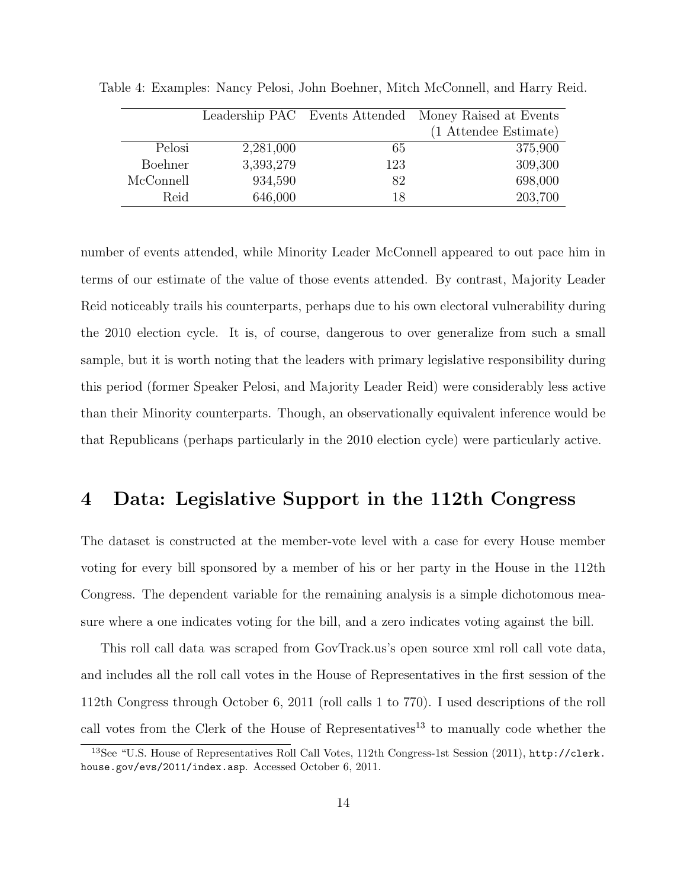Table 4: Examples: Nancy Pelosi, John Boehner, Mitch McConnell, and Harry Reid.

| | Leadership PAC | Events Attended | Money Raised at Events (1 Attendee Estimate) |
|---|---|---|---|
| Pelosi | 2,281,000 | 65 | 375,900 |
| Boehner | 3,393,279 | 123 | 309,300 |
| McConnell | 934,590 | 82 | 698,000 |
| Reid | 646,000 | 18 | 203,700 |

number of events attended, while Minority Leader McConnell appeared to out pace him in terms of our estimate of the value of those events attended. By contrast, Majority Leader Reid noticeably trails his counterparts, perhaps due to his own electoral vulnerability during the 2010 election cycle. It is, of course, dangerous to over generalize from such a small sample, but it is worth noting that the leaders with primary legislative responsibility during this period (former Speaker Pelosi, and Majority Leader Reid) were considerably less active than their Minority counterparts. Though, an observationally equivalent inference would be that Republicans (perhaps particularly in the 2010 election cycle) were particularly active.

# 4 Data: Legislative Support in the 112th Congress

The dataset is constructed at the member-vote level with a case for every House member voting for every bill sponsored by a member of his or her party in the House in the 112th Congress. The dependent variable for the remaining analysis is a simple dichotomous measure where a one indicates voting for the bill, and a zero indicates voting against the bill.

This roll call data was scraped from GovTrack.us's open source xml roll call vote data, and includes all the roll call votes in the House of Representatives in the first session of the 112th Congress through October 6, 2011 (roll calls 1 to 770). I used descriptions of the roll call votes from the Clerk of the House of Representatives[13] to manually code whether the

[13] See "U.S. House of Representatives Roll Call Votes, 112th Congress-1st Session (2011), http://clerk.house.gov/evs/2011/index.asp. Accessed October 6, 2011.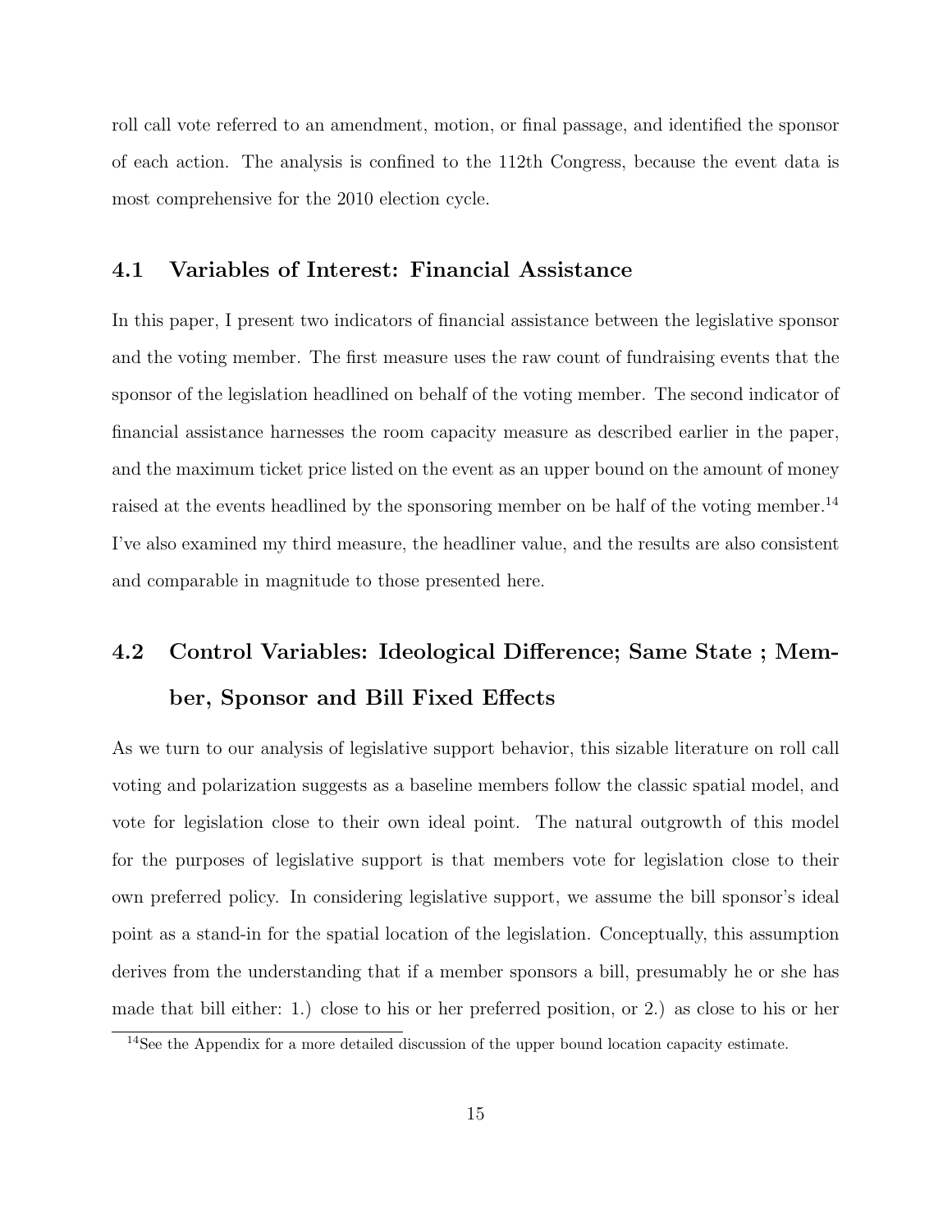roll call vote referred to an amendment, motion, or final passage, and identified the sponsor of each action. The analysis is confined to the 112th Congress, because the event data is most comprehensive for the 2010 election cycle.

### 4.1 Variables of Interest: Financial Assistance

In this paper, I present two indicators of financial assistance between the legislative sponsor and the voting member. The first measure uses the raw count of fundraising events that the sponsor of the legislation headlined on behalf of the voting member. The second indicator of financial assistance harnesses the room capacity measure as described earlier in the paper, and the maximum ticket price listed on the event as an upper bound on the amount of money raised at the events headlined by the sponsoring member on be half of the voting member.[14] I've also examined my third measure, the headliner value, and the results are also consistent and comparable in magnitude to those presented here.

### 4.2 Control Variables: Ideological Difference; Same State ; Member, Sponsor and Bill Fixed Effects

As we turn to our analysis of legislative support behavior, this sizable literature on roll call voting and polarization suggests as a baseline members follow the classic spatial model, and vote for legislation close to their own ideal point. The natural outgrowth of this model for the purposes of legislative support is that members vote for legislation close to their own preferred policy. In considering legislative support, we assume the bill sponsor's ideal point as a stand-in for the spatial location of the legislation. Conceptually, this assumption derives from the understanding that if a member sponsors a bill, presumably he or she has made that bill either: 1.) close to his or her preferred position, or 2.) as close to his or her

[14] See the Appendix for a more detailed discussion of the upper bound location capacity estimate.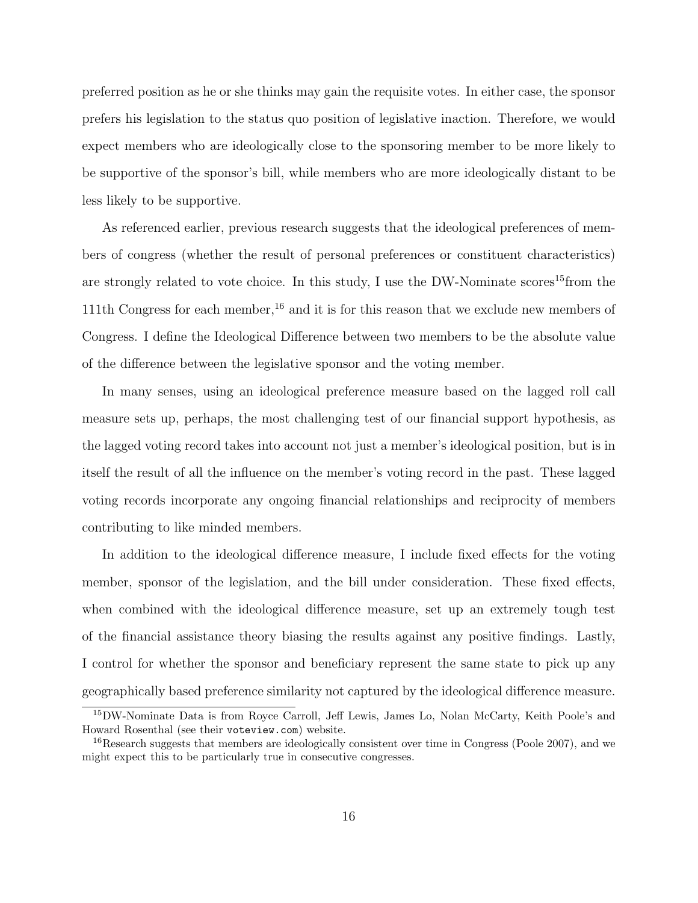preferred position as he or she thinks may gain the requisite votes. In either case, the sponsor prefers his legislation to the status quo position of legislative inaction. Therefore, we would expect members who are ideologically close to the sponsoring member to be more likely to be supportive of the sponsor's bill, while members who are more ideologically distant to be less likely to be supportive.

As referenced earlier, previous research suggests that the ideological preferences of members of congress (whether the result of personal preferences or constituent characteristics) are strongly related to vote choice. In this study, I use the DW-Nominate scores[15]from the 111th Congress for each member,[16] and it is for this reason that we exclude new members of Congress. I define the Ideological Difference between two members to be the absolute value of the difference between the legislative sponsor and the voting member.

In many senses, using an ideological preference measure based on the lagged roll call measure sets up, perhaps, the most challenging test of our financial support hypothesis, as the lagged voting record takes into account not just a member's ideological position, but is in itself the result of all the influence on the member's voting record in the past. These lagged voting records incorporate any ongoing financial relationships and reciprocity of members contributing to like minded members.

In addition to the ideological difference measure, I include fixed effects for the voting member, sponsor of the legislation, and the bill under consideration. These fixed effects, when combined with the ideological difference measure, set up an extremely tough test of the financial assistance theory biasing the results against any positive findings. Lastly, I control for whether the sponsor and beneficiary represent the same state to pick up any geographically based preference similarity not captured by the ideological difference measure.

[15]DW-Nominate Data is from Royce Carroll, Jeff Lewis, James Lo, Nolan McCarty, Keith Poole's and Howard Rosenthal (see their `voteview.com`) website.

[16]Research suggests that members are ideologically consistent over time in Congress (Poole 2007), and we might expect this to be particularly true in consecutive congresses.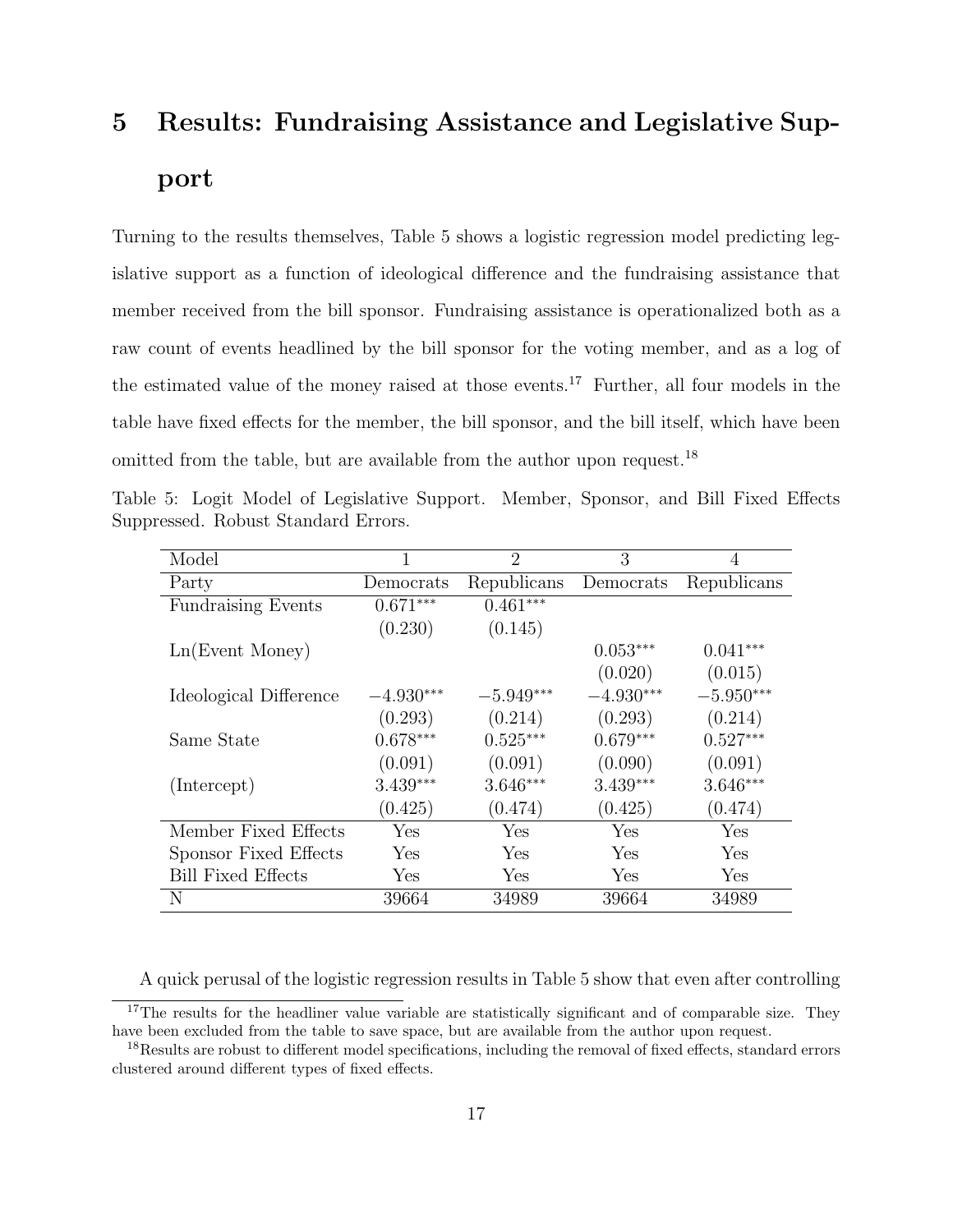# 5 Results: Fundraising Assistance and Legislative Support

Turning to the results themselves, Table 5 shows a logistic regression model predicting legislative support as a function of ideological difference and the fundraising assistance that member received from the bill sponsor. Fundraising assistance is operationalized both as a raw count of events headlined by the bill sponsor for the voting member, and as a log of the estimated value of the money raised at those events.[17] Further, all four models in the table have fixed effects for the member, the bill sponsor, and the bill itself, which have been omitted from the table, but are available from the author upon request.[18]

Table 5: Logit Model of Legislative Support. Member, Sponsor, and Bill Fixed Effects Suppressed. Robust Standard Errors.

| Model | 1 | 2 | 3 | 4 |
|---|---|---|---|---|
| Party | Democrats | Republicans | Democrats | Republicans |
| Fundraising Events | $0.671^{***}$ | $0.461^{***}$ | | |
| | (0.230) | (0.145) | | |
| Ln(Event Money) | | | $0.053^{***}$ | $0.041^{***}$ |
| | | | (0.020) | (0.015) |
| Ideological Difference | $-4.930^{***}$ | $-5.949^{***}$ | $-4.930^{***}$ | $-5.950^{***}$ |
| | (0.293) | (0.214) | (0.293) | (0.214) |
| Same State | $0.678^{***}$ | $0.525^{***}$ | $0.679^{***}$ | $0.527^{***}$ |
| | (0.091) | (0.091) | (0.090) | (0.091) |
| (Intercept) | $3.439^{***}$ | $3.646^{***}$ | $3.439^{***}$ | $3.646^{***}$ |
| | (0.425) | (0.474) | (0.425) | (0.474) |
| Member Fixed Effects | Yes | Yes | Yes | Yes |
| Sponsor Fixed Effects | Yes | Yes | Yes | Yes |
| Bill Fixed Effects | Yes | Yes | Yes | Yes |
| N | 39664 | 34989 | 39664 | 34989 |

A quick perusal of the logistic regression results in Table 5 show that even after controlling

[17]The results for the headliner value variable are statistically significant and of comparable size. They have been excluded from the table to save space, but are available from the author upon request.

[18]Results are robust to different model specifications, including the removal of fixed effects, standard errors clustered around different types of fixed effects.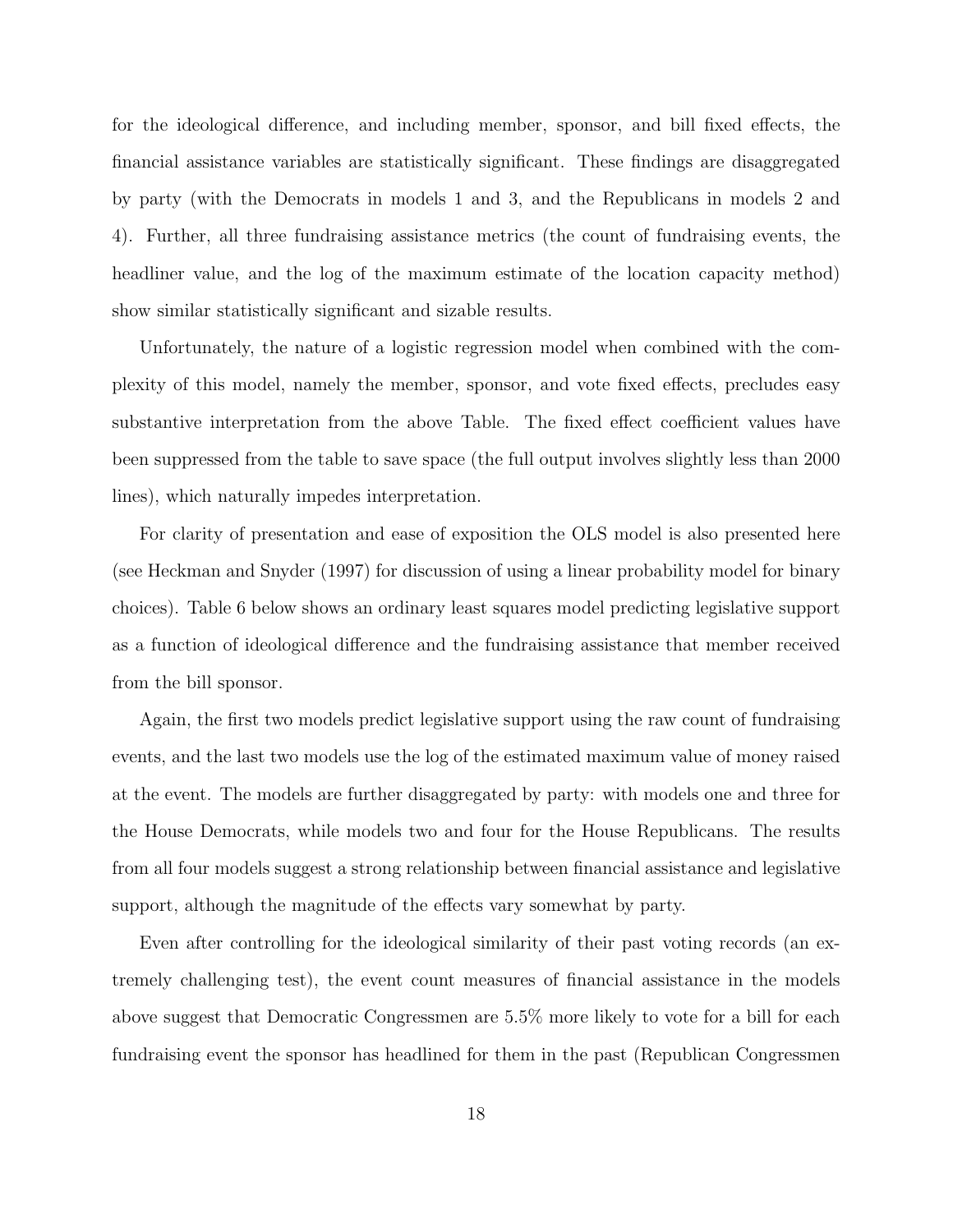for the ideological difference, and including member, sponsor, and bill fixed effects, the financial assistance variables are statistically significant. These findings are disaggregated by party (with the Democrats in models 1 and 3, and the Republicans in models 2 and 4). Further, all three fundraising assistance metrics (the count of fundraising events, the headliner value, and the log of the maximum estimate of the location capacity method) show similar statistically significant and sizable results.

Unfortunately, the nature of a logistic regression model when combined with the complexity of this model, namely the member, sponsor, and vote fixed effects, precludes easy substantive interpretation from the above Table. The fixed effect coefficient values have been suppressed from the table to save space (the full output involves slightly less than 2000 lines), which naturally impedes interpretation.

For clarity of presentation and ease of exposition the OLS model is also presented here (see Heckman and Snyder (1997) for discussion of using a linear probability model for binary choices). Table 6 below shows an ordinary least squares model predicting legislative support as a function of ideological difference and the fundraising assistance that member received from the bill sponsor.

Again, the first two models predict legislative support using the raw count of fundraising events, and the last two models use the log of the estimated maximum value of money raised at the event. The models are further disaggregated by party: with models one and three for the House Democrats, while models two and four for the House Republicans. The results from all four models suggest a strong relationship between financial assistance and legislative support, although the magnitude of the effects vary somewhat by party.

Even after controlling for the ideological similarity of their past voting records (an extremely challenging test), the event count measures of financial assistance in the models above suggest that Democratic Congressmen are 5.5% more likely to vote for a bill for each fundraising event the sponsor has headlined for them in the past (Republican Congressmen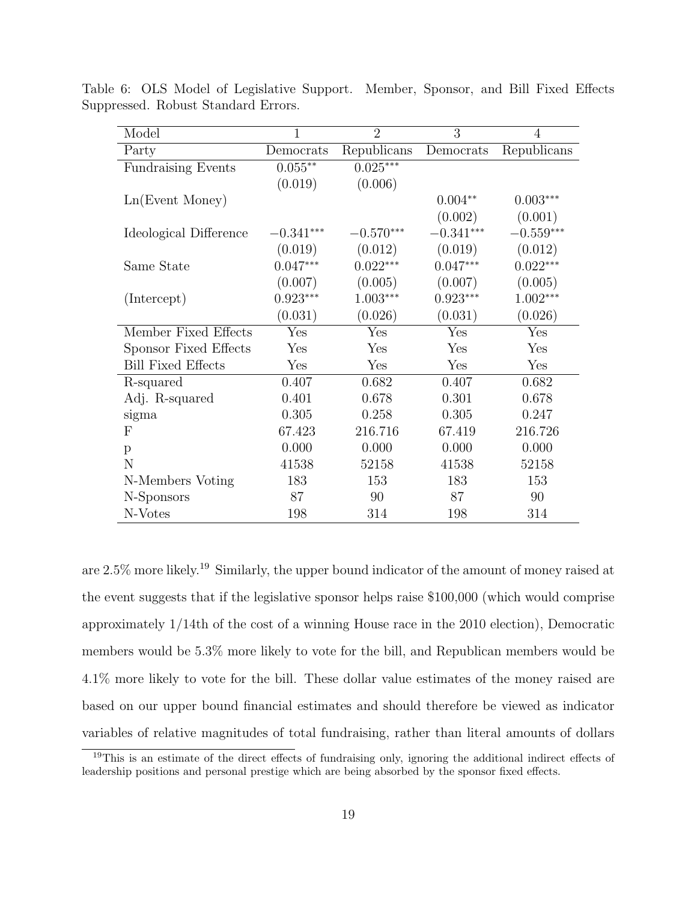Table 6: OLS Model of Legislative Support. Member, Sponsor, and Bill Fixed Effects Suppressed. Robust Standard Errors.

| Model | 1 | 2 | 3 | 4 |
|---|---|---|---|---|
| Party | Democrats | Republicans | Democrats | Republicans |
| Fundraising Events | $0.055^{**}$ | $0.025^{***}$ | | |
| | (0.019) | (0.006) | | |
| Ln(Event Money) | | | $0.004^{**}$ | $0.003^{***}$ |
| | | | (0.002) | (0.001) |
| Ideological Difference | $-0.341^{***}$ | $-0.570^{***}$ | $-0.341^{***}$ | $-0.559^{***}$ |
| | (0.019) | (0.012) | (0.019) | (0.012) |
| Same State | $0.047^{***}$ | $0.022^{***}$ | $0.047^{***}$ | $0.022^{***}$ |
| | (0.007) | (0.005) | (0.007) | (0.005) |
| (Intercept) | $0.923^{***}$ | $1.003^{***}$ | $0.923^{***}$ | $1.002^{***}$ |
| | (0.031) | (0.026) | (0.031) | (0.026) |
| Member Fixed Effects | Yes | Yes | Yes | Yes |
| Sponsor Fixed Effects | Yes | Yes | Yes | Yes |
| Bill Fixed Effects | Yes | Yes | Yes | Yes |
| R-squared | 0.407 | 0.682 | 0.407 | 0.682 |
| Adj. R-squared | 0.401 | 0.678 | 0.301 | 0.678 |
| sigma | 0.305 | 0.258 | 0.305 | 0.247 |
| F | 67.423 | 216.716 | 67.419 | 216.726 |
| p | 0.000 | 0.000 | 0.000 | 0.000 |
| N | 41538 | 52158 | 41538 | 52158 |
| N-Members Voting | 183 | 153 | 183 | 153 |
| N-Sponsors | 87 | 90 | 87 | 90 |
| N-Votes | 198 | 314 | 198 | 314 |

are 2.5% more likely.[19] Similarly, the upper bound indicator of the amount of money raised at the event suggests that if the legislative sponsor helps raise $100,000 (which would comprise approximately 1/14th of the cost of a winning House race in the 2010 election), Democratic members would be 5.3% more likely to vote for the bill, and Republican members would be 4.1% more likely to vote for the bill. These dollar value estimates of the money raised are based on our upper bound financial estimates and should therefore be viewed as indicator variables of relative magnitudes of total fundraising, rather than literal amounts of dollars

[19]This is an estimate of the direct effects of fundraising only, ignoring the additional indirect effects of leadership positions and personal prestige which are being absorbed by the sponsor fixed effects.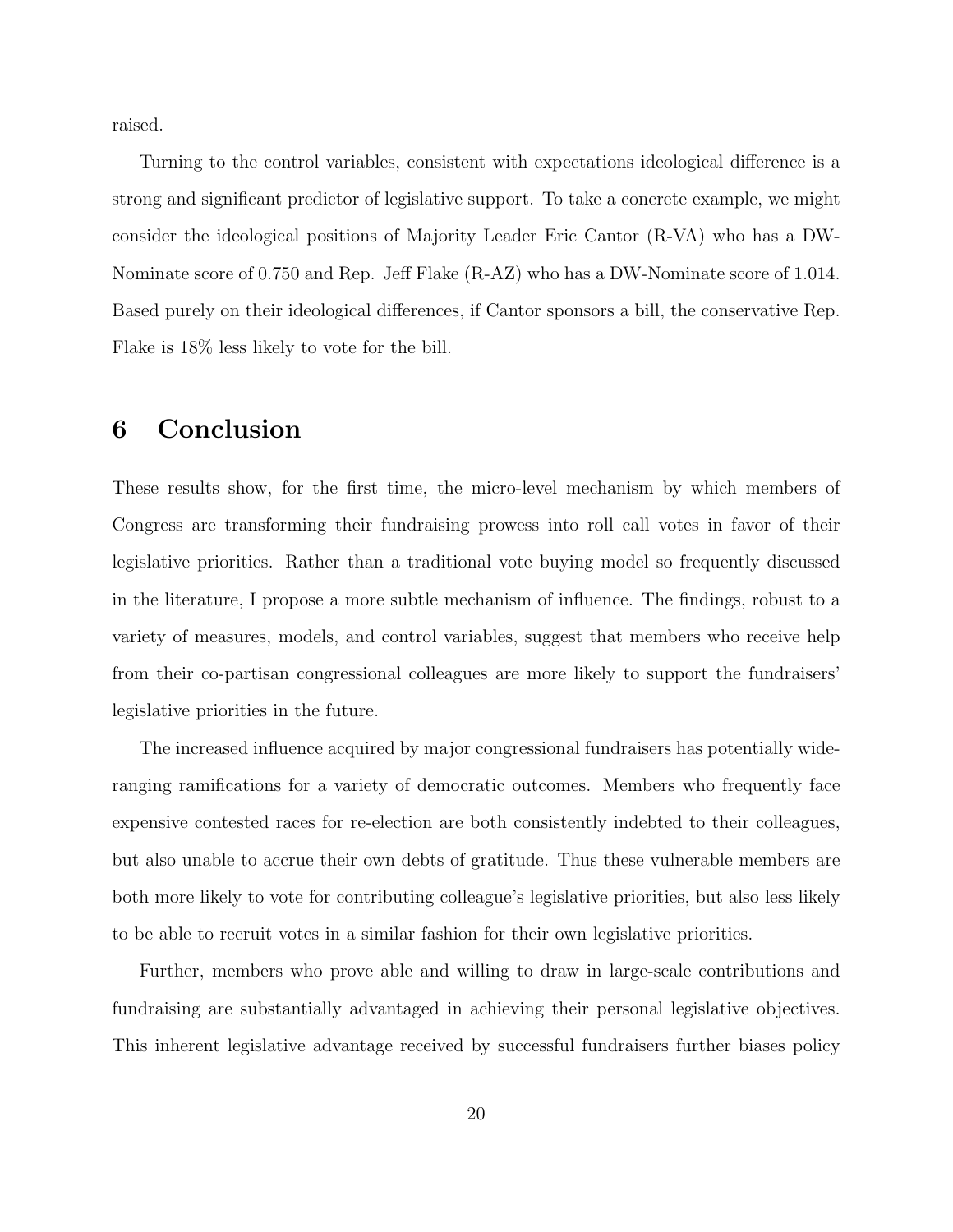raised.

Turning to the control variables, consistent with expectations ideological difference is a strong and significant predictor of legislative support. To take a concrete example, we might consider the ideological positions of Majority Leader Eric Cantor (R-VA) who has a DW-Nominate score of 0.750 and Rep. Jeff Flake (R-AZ) who has a DW-Nominate score of 1.014. Based purely on their ideological differences, if Cantor sponsors a bill, the conservative Rep. Flake is 18% less likely to vote for the bill.

## 6 Conclusion

These results show, for the first time, the micro-level mechanism by which members of Congress are transforming their fundraising prowess into roll call votes in favor of their legislative priorities. Rather than a traditional vote buying model so frequently discussed in the literature, I propose a more subtle mechanism of influence. The findings, robust to a variety of measures, models, and control variables, suggest that members who receive help from their co-partisan congressional colleagues are more likely to support the fundraisers' legislative priorities in the future.

The increased influence acquired by major congressional fundraisers has potentially wide-ranging ramifications for a variety of democratic outcomes. Members who frequently face expensive contested races for re-election are both consistently indebted to their colleagues, but also unable to accrue their own debts of gratitude. Thus these vulnerable members are both more likely to vote for contributing colleague's legislative priorities, but also less likely to be able to recruit votes in a similar fashion for their own legislative priorities.

Further, members who prove able and willing to draw in large-scale contributions and fundraising are substantially advantaged in achieving their personal legislative objectives. This inherent legislative advantage received by successful fundraisers further biases policy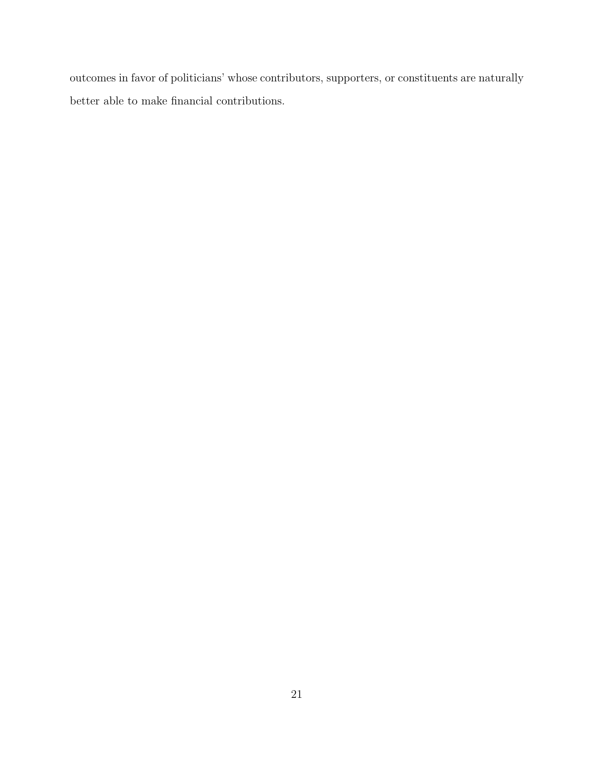outcomes in favor of politicians' whose contributors, supporters, or constituents are naturally better able to make financial contributions.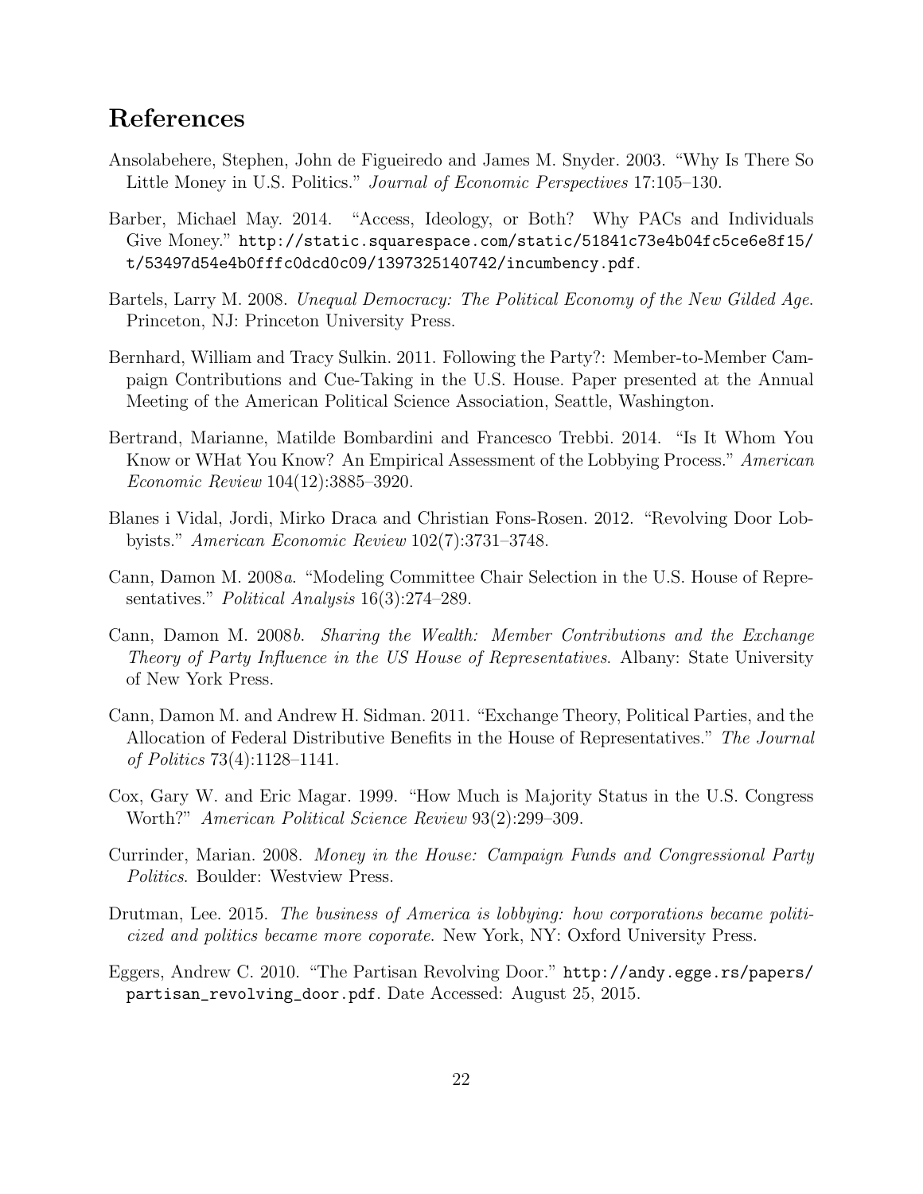# References

Ansolabehere, Stephen, John de Figueiredo and James M. Snyder. 2003. "Why Is There So Little Money in U.S. Politics." *Journal of Economic Perspectives* 17:105–130.

Barber, Michael May. 2014. "Access, Ideology, or Both? Why PACs and Individuals Give Money." `http://static.squarespace.com/static/51841c73e4b04fc5ce6e8f15/t/53497d54e4b0fffc0dcd0c09/1397325140742/incumbency.pdf`.

Bartels, Larry M. 2008. *Unequal Democracy: The Political Economy of the New Gilded Age.* Princeton, NJ: Princeton University Press.

Bernhard, William and Tracy Sulkin. 2011. Following the Party?: Member-to-Member Campaign Contributions and Cue-Taking in the U.S. House. Paper presented at the Annual Meeting of the American Political Science Association, Seattle, Washington.

Bertrand, Marianne, Matilde Bombardini and Francesco Trebbi. 2014. "Is It Whom You Know or WHat You Know? An Empirical Assessment of the Lobbying Process." *American Economic Review* 104(12):3885–3920.

Blanes i Vidal, Jordi, Mirko Draca and Christian Fons-Rosen. 2012. "Revolving Door Lobbyists." *American Economic Review* 102(7):3731–3748.

Cann, Damon M. 2008*a*. "Modeling Committee Chair Selection in the U.S. House of Representatives." *Political Analysis* 16(3):274–289.

Cann, Damon M. 2008*b*. *Sharing the Wealth: Member Contributions and the Exchange Theory of Party Influence in the US House of Representatives*. Albany: State University of New York Press.

Cann, Damon M. and Andrew H. Sidman. 2011. "Exchange Theory, Political Parties, and the Allocation of Federal Distributive Benefits in the House of Representatives." *The Journal of Politics* 73(4):1128–1141.

Cox, Gary W. and Eric Magar. 1999. "How Much is Majority Status in the U.S. Congress Worth?" *American Political Science Review* 93(2):299–309.

Currinder, Marian. 2008. *Money in the House: Campaign Funds and Congressional Party Politics*. Boulder: Westview Press.

Drutman, Lee. 2015. *The business of America is lobbying: how corporations became politicized and politics became more coporate.* New York, NY: Oxford University Press.

Eggers, Andrew C. 2010. "The Partisan Revolving Door." `http://andy.egge.rs/papers/partisan_revolving_door.pdf`. Date Accessed: August 25, 2015.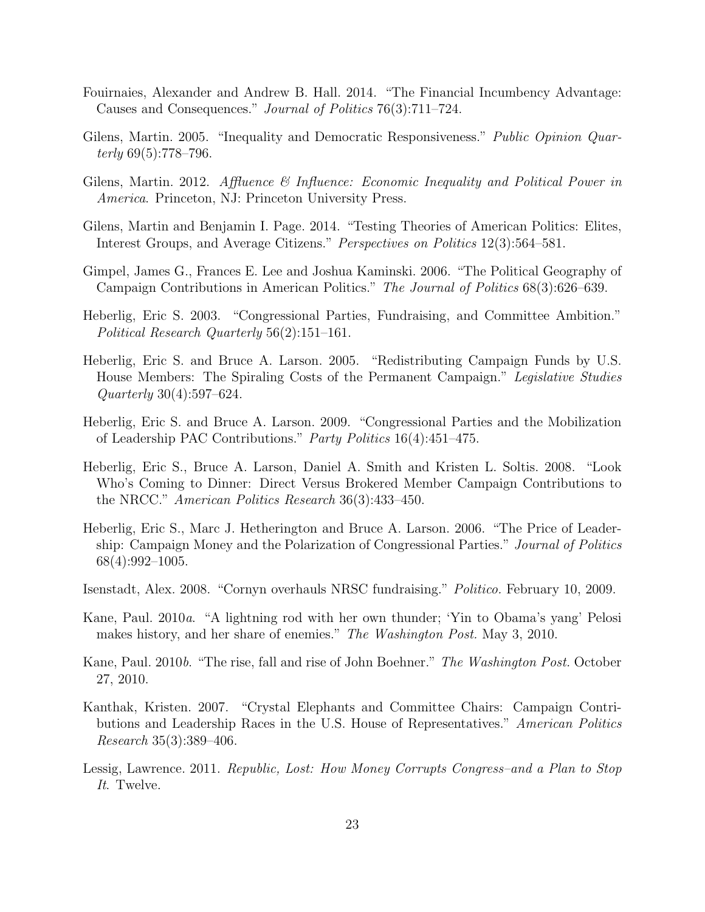Fouirnaies, Alexander and Andrew B. Hall. 2014. "The Financial Incumbency Advantage: Causes and Consequences." *Journal of Politics* 76(3):711–724.

Gilens, Martin. 2005. "Inequality and Democratic Responsiveness." *Public Opinion Quarterly* 69(5):778–796.

Gilens, Martin. 2012. *Affluence & Influence: Economic Inequality and Political Power in America*. Princeton, NJ: Princeton University Press.

Gilens, Martin and Benjamin I. Page. 2014. "Testing Theories of American Politics: Elites, Interest Groups, and Average Citizens." *Perspectives on Politics* 12(3):564–581.

Gimpel, James G., Frances E. Lee and Joshua Kaminski. 2006. "The Political Geography of Campaign Contributions in American Politics." *The Journal of Politics* 68(3):626–639.

Heberlig, Eric S. 2003. "Congressional Parties, Fundraising, and Committee Ambition." *Political Research Quarterly* 56(2):151–161.

Heberlig, Eric S. and Bruce A. Larson. 2005. "Redistributing Campaign Funds by U.S. House Members: The Spiraling Costs of the Permanent Campaign." *Legislative Studies Quarterly* 30(4):597–624.

Heberlig, Eric S. and Bruce A. Larson. 2009. "Congressional Parties and the Mobilization of Leadership PAC Contributions." *Party Politics* 16(4):451–475.

Heberlig, Eric S., Bruce A. Larson, Daniel A. Smith and Kristen L. Soltis. 2008. "Look Who's Coming to Dinner: Direct Versus Brokered Member Campaign Contributions to the NRCC." *American Politics Research* 36(3):433–450.

Heberlig, Eric S., Marc J. Hetherington and Bruce A. Larson. 2006. "The Price of Leadership: Campaign Money and the Polarization of Congressional Parties." *Journal of Politics* 68(4):992–1005.

Isenstadt, Alex. 2008. "Cornyn overhauls NRSC fundraising." *Politico.* February 10, 2009.

Kane, Paul. 2010*a*. "A lightning rod with her own thunder; 'Yin to Obama's yang' Pelosi makes history, and her share of enemies." *The Washington Post.* May 3, 2010.

Kane, Paul. 2010*b*. "The rise, fall and rise of John Boehner." *The Washington Post.* October 27, 2010.

Kanthak, Kristen. 2007. "Crystal Elephants and Committee Chairs: Campaign Contributions and Leadership Races in the U.S. House of Representatives." *American Politics Research* 35(3):389–406.

Lessig, Lawrence. 2011. *Republic, Lost: How Money Corrupts Congress–and a Plan to Stop It*. Twelve.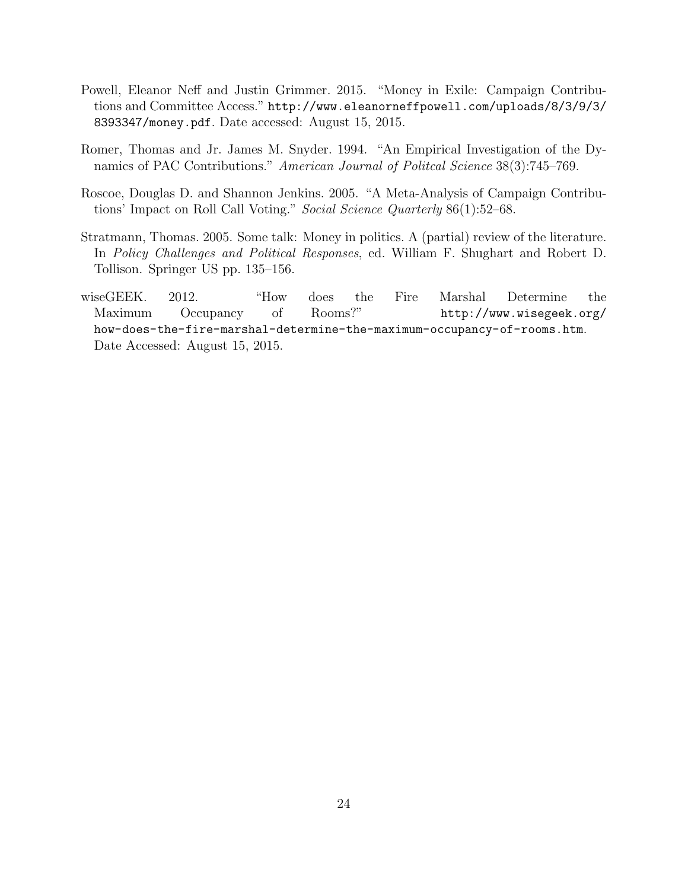Powell, Eleanor Neff and Justin Grimmer. 2015. "Money in Exile: Campaign Contributions and Committee Access." http://www.eleanorneffpowell.com/uploads/8/3/9/3/8393347/money.pdf. Date accessed: August 15, 2015.

Romer, Thomas and Jr. James M. Snyder. 1994. "An Empirical Investigation of the Dynamics of PAC Contributions." *American Journal of Politcal Science* 38(3):745–769.

Roscoe, Douglas D. and Shannon Jenkins. 2005. "A Meta-Analysis of Campaign Contributions' Impact on Roll Call Voting." *Social Science Quarterly* 86(1):52–68.

Stratmann, Thomas. 2005. Some talk: Money in politics. A (partial) review of the literature. In *Policy Challenges and Political Responses*, ed. William F. Shughart and Robert D. Tollison. Springer US pp. 135–156.

wiseGEEK. 2012. "How does the Fire Marshal Determine the Maximum Occupancy of Rooms?" http://www.wisegeek.org/how-does-the-fire-marshal-determine-the-maximum-occupancy-of-rooms.htm. Date Accessed: August 15, 2015.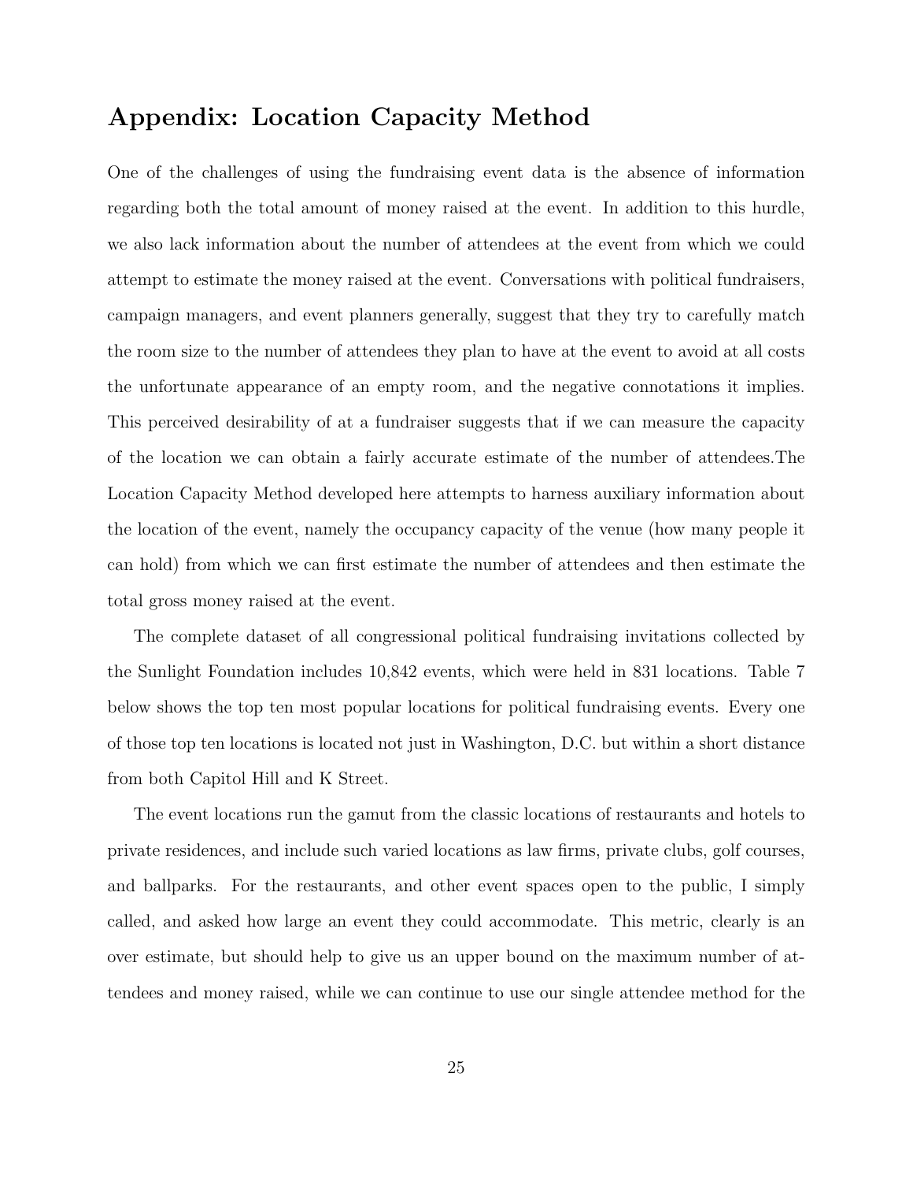## Appendix: Location Capacity Method

One of the challenges of using the fundraising event data is the absence of information regarding both the total amount of money raised at the event. In addition to this hurdle, we also lack information about the number of attendees at the event from which we could attempt to estimate the money raised at the event. Conversations with political fundraisers, campaign managers, and event planners generally, suggest that they try to carefully match the room size to the number of attendees they plan to have at the event to avoid at all costs the unfortunate appearance of an empty room, and the negative connotations it implies. This perceived desirability of at a fundraiser suggests that if we can measure the capacity of the location we can obtain a fairly accurate estimate of the number of attendees.The Location Capacity Method developed here attempts to harness auxiliary information about the location of the event, namely the occupancy capacity of the venue (how many people it can hold) from which we can first estimate the number of attendees and then estimate the total gross money raised at the event.

The complete dataset of all congressional political fundraising invitations collected by the Sunlight Foundation includes 10,842 events, which were held in 831 locations. Table 7 below shows the top ten most popular locations for political fundraising events. Every one of those top ten locations is located not just in Washington, D.C. but within a short distance from both Capitol Hill and K Street.

The event locations run the gamut from the classic locations of restaurants and hotels to private residences, and include such varied locations as law firms, private clubs, golf courses, and ballparks. For the restaurants, and other event spaces open to the public, I simply called, and asked how large an event they could accommodate. This metric, clearly is an over estimate, but should help to give us an upper bound on the maximum number of attendees and money raised, while we can continue to use our single attendee method for the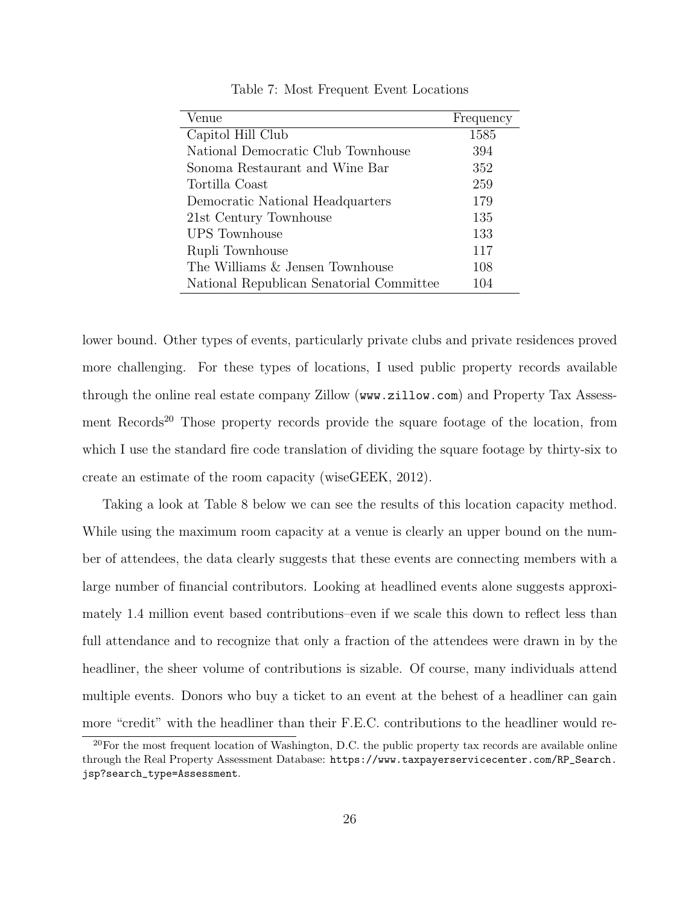Table 7: Most Frequent Event Locations

| Venue | Frequency |
|---|---|
| Capitol Hill Club | 1585 |
| National Democratic Club Townhouse | 394 |
| Sonoma Restaurant and Wine Bar | 352 |
| Tortilla Coast | 259 |
| Democratic National Headquarters | 179 |
| 21st Century Townhouse | 135 |
| UPS Townhouse | 133 |
| Rupli Townhouse | 117 |
| The Williams & Jensen Townhouse | 108 |
| National Republican Senatorial Committee | 104 |

lower bound. Other types of events, particularly private clubs and private residences proved more challenging. For these types of locations, I used public property records available through the online real estate company Zillow (www.zillow.com) and Property Tax Assessment Records[20] Those property records provide the square footage of the location, from which I use the standard fire code translation of dividing the square footage by thirty-six to create an estimate of the room capacity (wiseGEEK, 2012).

Taking a look at Table 8 below we can see the results of this location capacity method. While using the maximum room capacity at a venue is clearly an upper bound on the number of attendees, the data clearly suggests that these events are connecting members with a large number of financial contributors. Looking at headlined events alone suggests approximately 1.4 million event based contributions–even if we scale this down to reflect less than full attendance and to recognize that only a fraction of the attendees were drawn in by the headliner, the sheer volume of contributions is sizable. Of course, many individuals attend multiple events. Donors who buy a ticket to an event at the behest of a headliner can gain more "credit" with the headliner than their F.E.C. contributions to the headliner would re-

[20]For the most frequent location of Washington, D.C. the public property tax records are available online through the Real Property Assessment Database: https://www.taxpayerservicecenter.com/RP_Search.jsp?search_type=Assessment.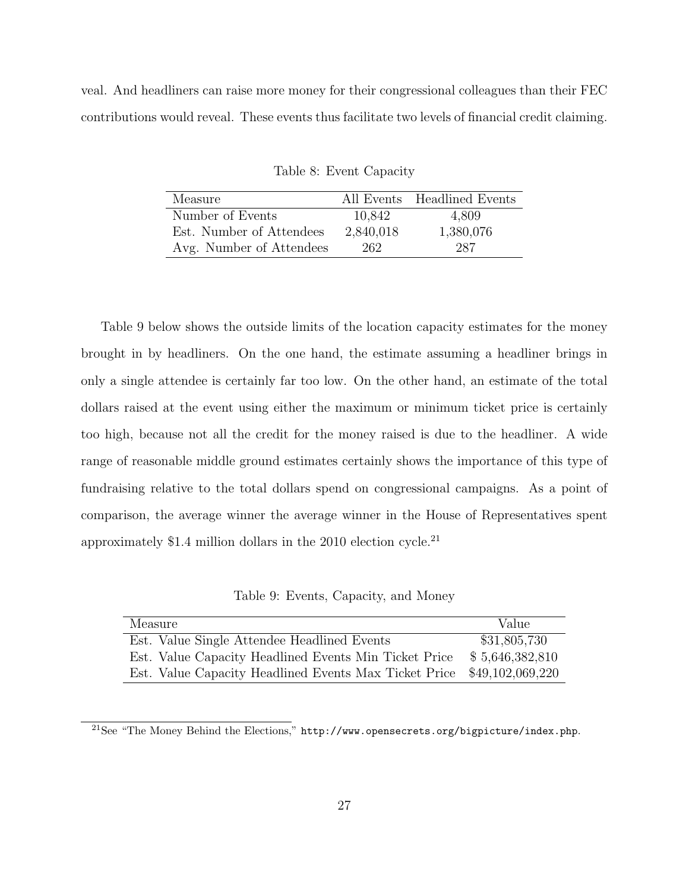veal. And headliners can raise more money for their congressional colleagues than their FEC contributions would reveal. These events thus facilitate two levels of financial credit claiming.

Table 8: Event Capacity

| Measure | All Events | Headlined Events |
|---|---|---|
| Number of Events | 10,842 | 4,809 |
| Est. Number of Attendees | 2,840,018 | 1,380,076 |
| Avg. Number of Attendees | 262 | 287 |

Table 9 below shows the outside limits of the location capacity estimates for the money brought in by headliners. On the one hand, the estimate assuming a headliner brings in only a single attendee is certainly far too low. On the other hand, an estimate of the total dollars raised at the event using either the maximum or minimum ticket price is certainly too high, because not all the credit for the money raised is due to the headliner. A wide range of reasonable middle ground estimates certainly shows the importance of this type of fundraising relative to the total dollars spend on congressional campaigns. As a point of comparison, the average winner the average winner in the House of Representatives spent approximately $1.4 million dollars in the 2010 election cycle.[21]

Table 9: Events, Capacity, and Money

| Measure | Value |
|---|---|
| Est. Value Single Attendee Headlined Events | $31,805,730 |
| Est. Value Capacity Headlined Events Min Ticket Price | $ 5,646,382,810 |
| Est. Value Capacity Headlined Events Max Ticket Price | $49,102,069,220 |

[21]See "The Money Behind the Elections," http://www.opensecrets.org/bigpicture/index.php.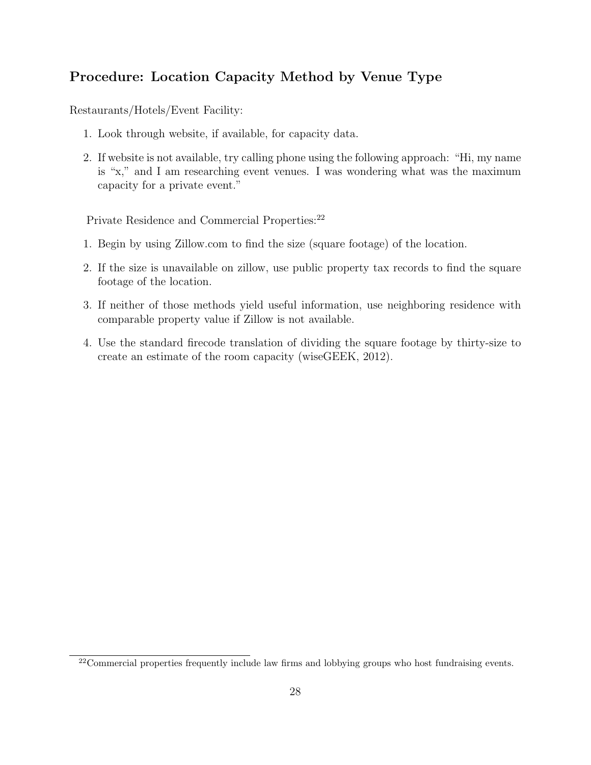## Procedure: Location Capacity Method by Venue Type

Restaurants/Hotels/Event Facility:

1. Look through website, if available, for capacity data.
2. If website is not available, try calling phone using the following approach: "Hi, my name is "x," and I am researching event venues. I was wondering what was the maximum capacity for a private event."

Private Residence and Commercial Properties:[22]

1. Begin by using Zillow.com to find the size (square footage) of the location.
2. If the size is unavailable on zillow, use public property tax records to find the square footage of the location.
3. If neither of those methods yield useful information, use neighboring residence with comparable property value if Zillow is not available.
4. Use the standard firecode translation of dividing the square footage by thirty-size to create an estimate of the room capacity (wiseGEEK, 2012).

[22] Commercial properties frequently include law firms and lobbying groups who host fundraising events.